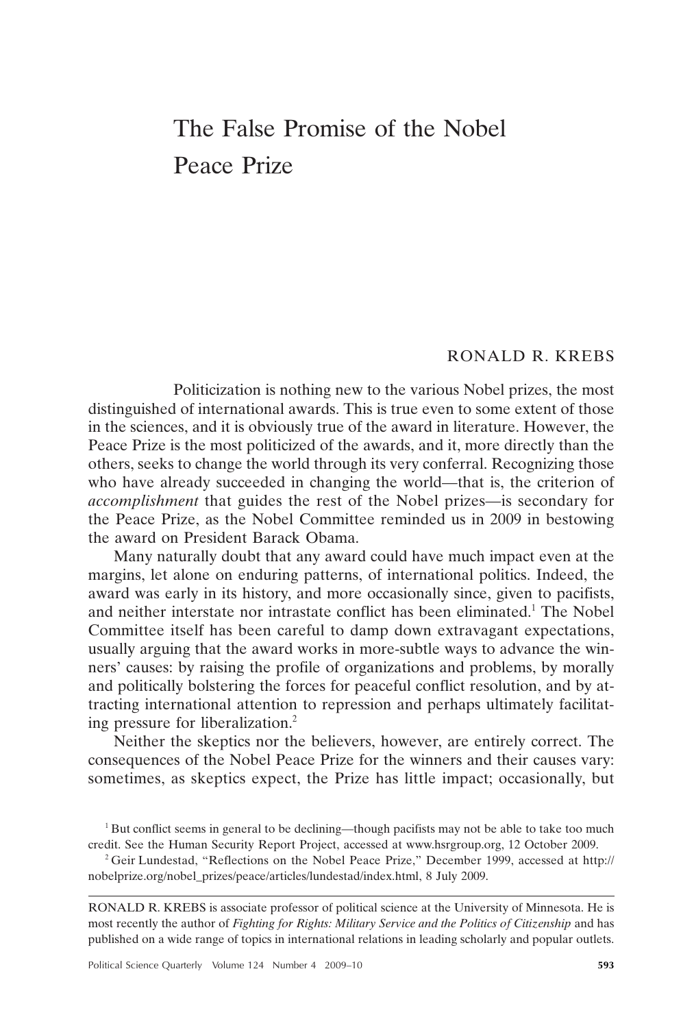# The False Promise of the Nobel Peace Prize

RONALD R. KREBS

Politicization is nothing new to the various Nobel prizes, the most distinguished of international awards. This is true even to some extent of those in the sciences, and it is obviously true of the award in literature. However, the Peace Prize is the most politicized of the awards, and it, more directly than the others, seeks to change the world through its very conferral. Recognizing those who have already succeeded in changing the world—that is, the criterion of *accomplishment* that guides the rest of the Nobel prizes—is secondary for the Peace Prize, as the Nobel Committee reminded us in 2009 in bestowing the award on President Barack Obama.

Many naturally doubt that any award could have much impact even at the margins, let alone on enduring patterns, of international politics. Indeed, the award was early in its history, and more occasionally since, given to pacifists, and neither interstate nor intrastate conflict has been eliminated.[1] The Nobel Committee itself has been careful to damp down extravagant expectations, usually arguing that the award works in more-subtle ways to advance the winners' causes: by raising the profile of organizations and problems, by morally and politically bolstering the forces for peaceful conflict resolution, and by attracting international attention to repression and perhaps ultimately facilitating pressure for liberalization.[2]

Neither the skeptics nor the believers, however, are entirely correct. The consequences of the Nobel Peace Prize for the winners and their causes vary: sometimes, as skeptics expect, the Prize has little impact; occasionally, but

[1] But conflict seems in general to be declining—though pacifists may not be able to take too much credit. See the Human Security Report Project, accessed at www.hsrgroup.org, 12 October 2009.

[2] Geir Lundestad, "Reflections on the Nobel Peace Prize," December 1999, accessed at http://nobelprize.org/nobel_prizes/peace/articles/lundestad/index.html, 8 July 2009.

RONALD R. KREBS is associate professor of political science at the University of Minnesota. He is most recently the author of *Fighting for Rights: Military Service and the Politics of Citizenship* and has published on a wide range of topics in international relations in leading scholarly and popular outlets.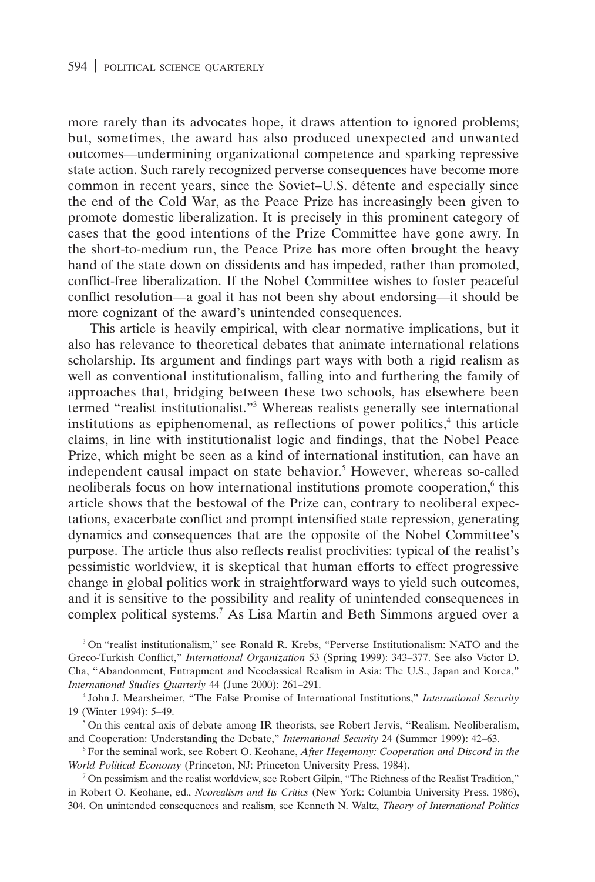more rarely than its advocates hope, it draws attention to ignored problems; but, sometimes, the award has also produced unexpected and unwanted outcomes—undermining organizational competence and sparking repressive state action. Such rarely recognized perverse consequences have become more common in recent years, since the Soviet–U.S. détente and especially since the end of the Cold War, as the Peace Prize has increasingly been given to promote domestic liberalization. It is precisely in this prominent category of cases that the good intentions of the Prize Committee have gone awry. In the short-to-medium run, the Peace Prize has more often brought the heavy hand of the state down on dissidents and has impeded, rather than promoted, conflict-free liberalization. If the Nobel Committee wishes to foster peaceful conflict resolution—a goal it has not been shy about endorsing—it should be more cognizant of the award's unintended consequences.

This article is heavily empirical, with clear normative implications, but it also has relevance to theoretical debates that animate international relations scholarship. Its argument and findings part ways with both a rigid realism as well as conventional institutionalism, falling into and furthering the family of approaches that, bridging between these two schools, has elsewhere been termed "realist institutionalist."[3] Whereas realists generally see international institutions as epiphenomenal, as reflections of power politics,[4] this article claims, in line with institutionalist logic and findings, that the Nobel Peace Prize, which might be seen as a kind of international institution, can have an independent causal impact on state behavior.[5] However, whereas so-called neoliberals focus on how international institutions promote cooperation,[6] this article shows that the bestowal of the Prize can, contrary to neoliberal expectations, exacerbate conflict and prompt intensified state repression, generating dynamics and consequences that are the opposite of the Nobel Committee's purpose. The article thus also reflects realist proclivities: typical of the realist's pessimistic worldview, it is skeptical that human efforts to effect progressive change in global politics work in straightforward ways to yield such outcomes, and it is sensitive to the possibility and reality of unintended consequences in complex political systems.[7] As Lisa Martin and Beth Simmons argued over a

[3] On "realist institutionalism," see Ronald R. Krebs, "Perverse Institutionalism: NATO and the Greco-Turkish Conflict," *International Organization* 53 (Spring 1999): 343–377. See also Victor D. Cha, "Abandonment, Entrapment and Neoclassical Realism in Asia: The U.S., Japan and Korea," *International Studies Quarterly* 44 (June 2000): 261–291.

[4] John J. Mearsheimer, "The False Promise of International Institutions," *International Security* 19 (Winter 1994): 5–49.

[5] On this central axis of debate among IR theorists, see Robert Jervis, "Realism, Neoliberalism, and Cooperation: Understanding the Debate," *International Security* 24 (Summer 1999): 42–63.

[6] For the seminal work, see Robert O. Keohane, *After Hegemony: Cooperation and Discord in the World Political Economy* (Princeton, NJ: Princeton University Press, 1984).

[7] On pessimism and the realist worldview, see Robert Gilpin, "The Richness of the Realist Tradition," in Robert O. Keohane, ed., *Neorealism and Its Critics* (New York: Columbia University Press, 1986), 304. On unintended consequences and realism, see Kenneth N. Waltz, *Theory of International Politics*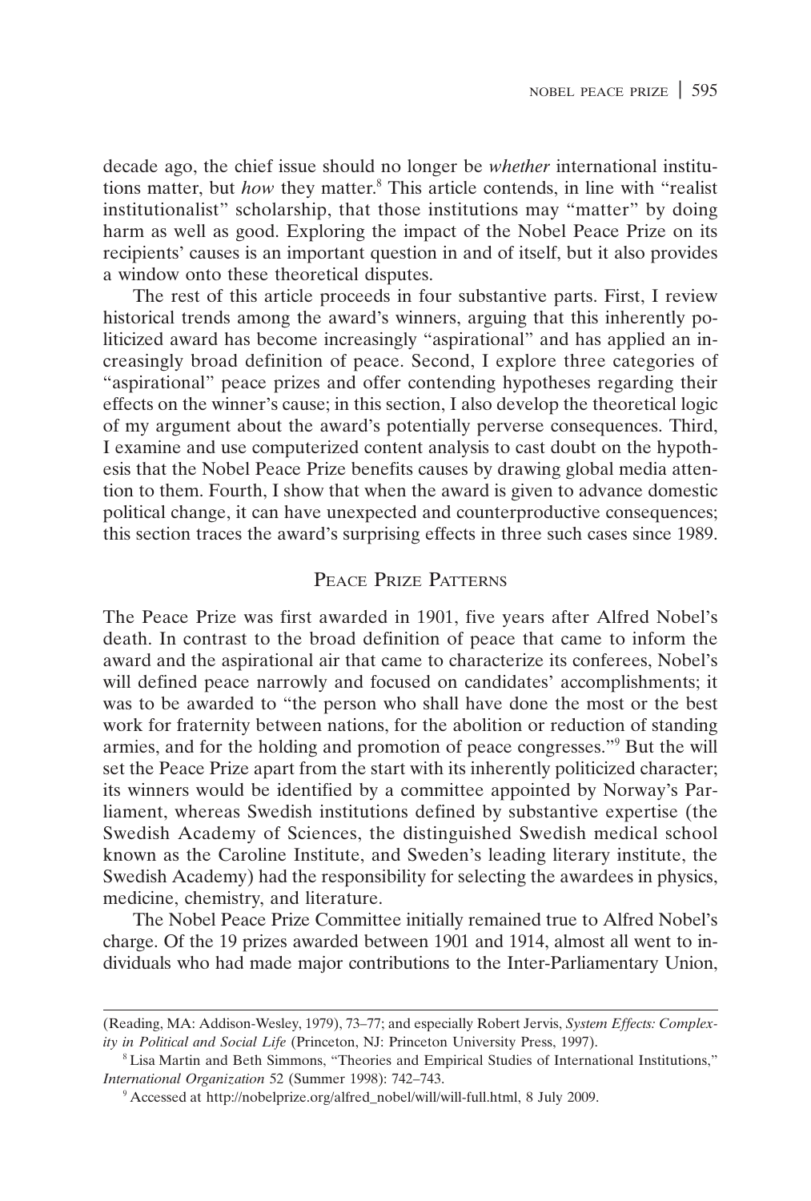decade ago, the chief issue should no longer be *whether* international institutions matter, but *how* they matter.[8] This article contends, in line with "realist institutionalist" scholarship, that those institutions may "matter" by doing harm as well as good. Exploring the impact of the Nobel Peace Prize on its recipients' causes is an important question in and of itself, but it also provides a window onto these theoretical disputes.

The rest of this article proceeds in four substantive parts. First, I review historical trends among the award's winners, arguing that this inherently politicized award has become increasingly "aspirational" and has applied an increasingly broad definition of peace. Second, I explore three categories of "aspirational" peace prizes and offer contending hypotheses regarding their effects on the winner's cause; in this section, I also develop the theoretical logic of my argument about the award's potentially perverse consequences. Third, I examine and use computerized content analysis to cast doubt on the hypothesis that the Nobel Peace Prize benefits causes by drawing global media attention to them. Fourth, I show that when the award is given to advance domestic political change, it can have unexpected and counterproductive consequences; this section traces the award's surprising effects in three such cases since 1989.

## Peace Prize Patterns

The Peace Prize was first awarded in 1901, five years after Alfred Nobel's death. In contrast to the broad definition of peace that came to inform the award and the aspirational air that came to characterize its conferees, Nobel's will defined peace narrowly and focused on candidates' accomplishments; it was to be awarded to "the person who shall have done the most or the best work for fraternity between nations, for the abolition or reduction of standing armies, and for the holding and promotion of peace congresses."[9] But the will set the Peace Prize apart from the start with its inherently politicized character; its winners would be identified by a committee appointed by Norway's Parliament, whereas Swedish institutions defined by substantive expertise (the Swedish Academy of Sciences, the distinguished Swedish medical school known as the Caroline Institute, and Sweden's leading literary institute, the Swedish Academy) had the responsibility for selecting the awardees in physics, medicine, chemistry, and literature.

The Nobel Peace Prize Committee initially remained true to Alfred Nobel's charge. Of the 19 prizes awarded between 1901 and 1914, almost all went to individuals who had made major contributions to the Inter-Parliamentary Union,

---

(Reading, MA: Addison-Wesley, 1979), 73–77; and especially Robert Jervis, *System Effects: Complexity in Political and Social Life* (Princeton, NJ: Princeton University Press, 1997).

[8] Lisa Martin and Beth Simmons, "Theories and Empirical Studies of International Institutions," *International Organization* 52 (Summer 1998): 742–743.

[9] Accessed at http://nobelprize.org/alfred_nobel/will/will-full.html, 8 July 2009.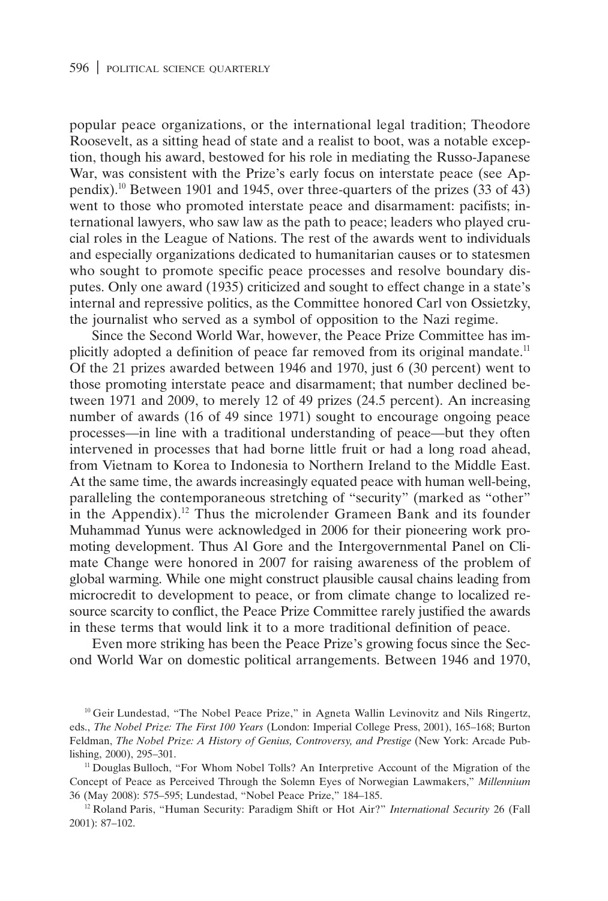popular peace organizations, or the international legal tradition; Theodore Roosevelt, as a sitting head of state and a realist to boot, was a notable exception, though his award, bestowed for his role in mediating the Russo-Japanese War, was consistent with the Prize's early focus on interstate peace (see Appendix).[10] Between 1901 and 1945, over three-quarters of the prizes (33 of 43) went to those who promoted interstate peace and disarmament: pacifists; international lawyers, who saw law as the path to peace; leaders who played crucial roles in the League of Nations. The rest of the awards went to individuals and especially organizations dedicated to humanitarian causes or to statesmen who sought to promote specific peace processes and resolve boundary disputes. Only one award (1935) criticized and sought to effect change in a state's internal and repressive politics, as the Committee honored Carl von Ossietzky, the journalist who served as a symbol of opposition to the Nazi regime.

Since the Second World War, however, the Peace Prize Committee has implicitly adopted a definition of peace far removed from its original mandate.[11] Of the 21 prizes awarded between 1946 and 1970, just 6 (30 percent) went to those promoting interstate peace and disarmament; that number declined between 1971 and 2009, to merely 12 of 49 prizes (24.5 percent). An increasing number of awards (16 of 49 since 1971) sought to encourage ongoing peace processes—in line with a traditional understanding of peace—but they often intervened in processes that had borne little fruit or had a long road ahead, from Vietnam to Korea to Indonesia to Northern Ireland to the Middle East. At the same time, the awards increasingly equated peace with human well-being, paralleling the contemporaneous stretching of "security" (marked as "other" in the Appendix).[12] Thus the microlender Grameen Bank and its founder Muhammad Yunus were acknowledged in 2006 for their pioneering work promoting development. Thus Al Gore and the Intergovernmental Panel on Climate Change were honored in 2007 for raising awareness of the problem of global warming. While one might construct plausible causal chains leading from microcredit to development to peace, or from climate change to localized resource scarcity to conflict, the Peace Prize Committee rarely justified the awards in these terms that would link it to a more traditional definition of peace.

Even more striking has been the Peace Prize's growing focus since the Second World War on domestic political arrangements. Between 1946 and 1970,

[10] Geir Lundestad, "The Nobel Peace Prize," in Agneta Wallin Levinovitz and Nils Ringertz, eds., *The Nobel Prize: The First 100 Years* (London: Imperial College Press, 2001), 165–168; Burton Feldman, *The Nobel Prize: A History of Genius, Controversy, and Prestige* (New York: Arcade Publishing, 2000), 295–301.

[11] Douglas Bulloch, "For Whom Nobel Tolls? An Interpretive Account of the Migration of the Concept of Peace as Perceived Through the Solemn Eyes of Norwegian Lawmakers," *Millennium* 36 (May 2008): 575–595; Lundestad, "Nobel Peace Prize," 184–185.

[12] Roland Paris, "Human Security: Paradigm Shift or Hot Air?" *International Security* 26 (Fall 2001): 87–102.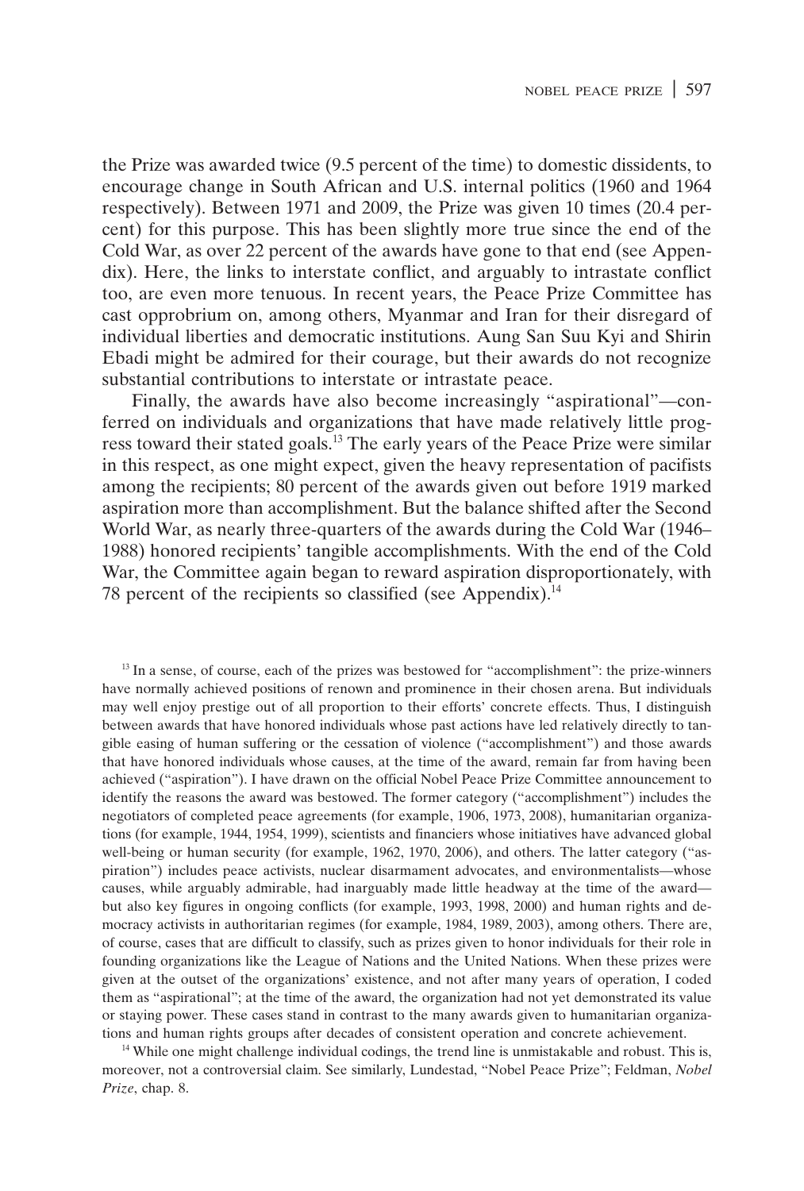the Prize was awarded twice (9.5 percent of the time) to domestic dissidents, to encourage change in South African and U.S. internal politics (1960 and 1964 respectively). Between 1971 and 2009, the Prize was given 10 times (20.4 percent) for this purpose. This has been slightly more true since the end of the Cold War, as over 22 percent of the awards have gone to that end (see Appendix). Here, the links to interstate conflict, and arguably to intrastate conflict too, are even more tenuous. In recent years, the Peace Prize Committee has cast opprobrium on, among others, Myanmar and Iran for their disregard of individual liberties and democratic institutions. Aung San Suu Kyi and Shirin Ebadi might be admired for their courage, but their awards do not recognize substantial contributions to interstate or intrastate peace.

Finally, the awards have also become increasingly "aspirational"—conferred on individuals and organizations that have made relatively little progress toward their stated goals.[13] The early years of the Peace Prize were similar in this respect, as one might expect, given the heavy representation of pacifists among the recipients; 80 percent of the awards given out before 1919 marked aspiration more than accomplishment. But the balance shifted after the Second World War, as nearly three-quarters of the awards during the Cold War (1946–1988) honored recipients' tangible accomplishments. With the end of the Cold War, the Committee again began to reward aspiration disproportionately, with 78 percent of the recipients so classified (see Appendix).[14]

[13] In a sense, of course, each of the prizes was bestowed for "accomplishment": the prize-winners have normally achieved positions of renown and prominence in their chosen arena. But individuals may well enjoy prestige out of all proportion to their efforts' concrete effects. Thus, I distinguish between awards that have honored individuals whose past actions have led relatively directly to tangible easing of human suffering or the cessation of violence ("accomplishment") and those awards that have honored individuals whose causes, at the time of the award, remain far from having been achieved ("aspiration"). I have drawn on the official Nobel Peace Prize Committee announcement to identify the reasons the award was bestowed. The former category ("accomplishment") includes the negotiators of completed peace agreements (for example, 1906, 1973, 2008), humanitarian organizations (for example, 1944, 1954, 1999), scientists and financiers whose initiatives have advanced global well-being or human security (for example, 1962, 1970, 2006), and others. The latter category ("aspiration") includes peace activists, nuclear disarmament advocates, and environmentalists—whose causes, while arguably admirable, had inarguably made little headway at the time of the award—but also key figures in ongoing conflicts (for example, 1993, 1998, 2000) and human rights and democracy activists in authoritarian regimes (for example, 1984, 1989, 2003), among others. There are, of course, cases that are difficult to classify, such as prizes given to honor individuals for their role in founding organizations like the League of Nations and the United Nations. When these prizes were given at the outset of the organizations' existence, and not after many years of operation, I coded them as "aspirational"; at the time of the award, the organization had not yet demonstrated its value or staying power. These cases stand in contrast to the many awards given to humanitarian organizations and human rights groups after decades of consistent operation and concrete achievement.

[14] While one might challenge individual codings, the trend line is unmistakable and robust. This is, moreover, not a controversial claim. See similarly, Lundestad, "Nobel Peace Prize"; Feldman, *Nobel Prize*, chap. 8.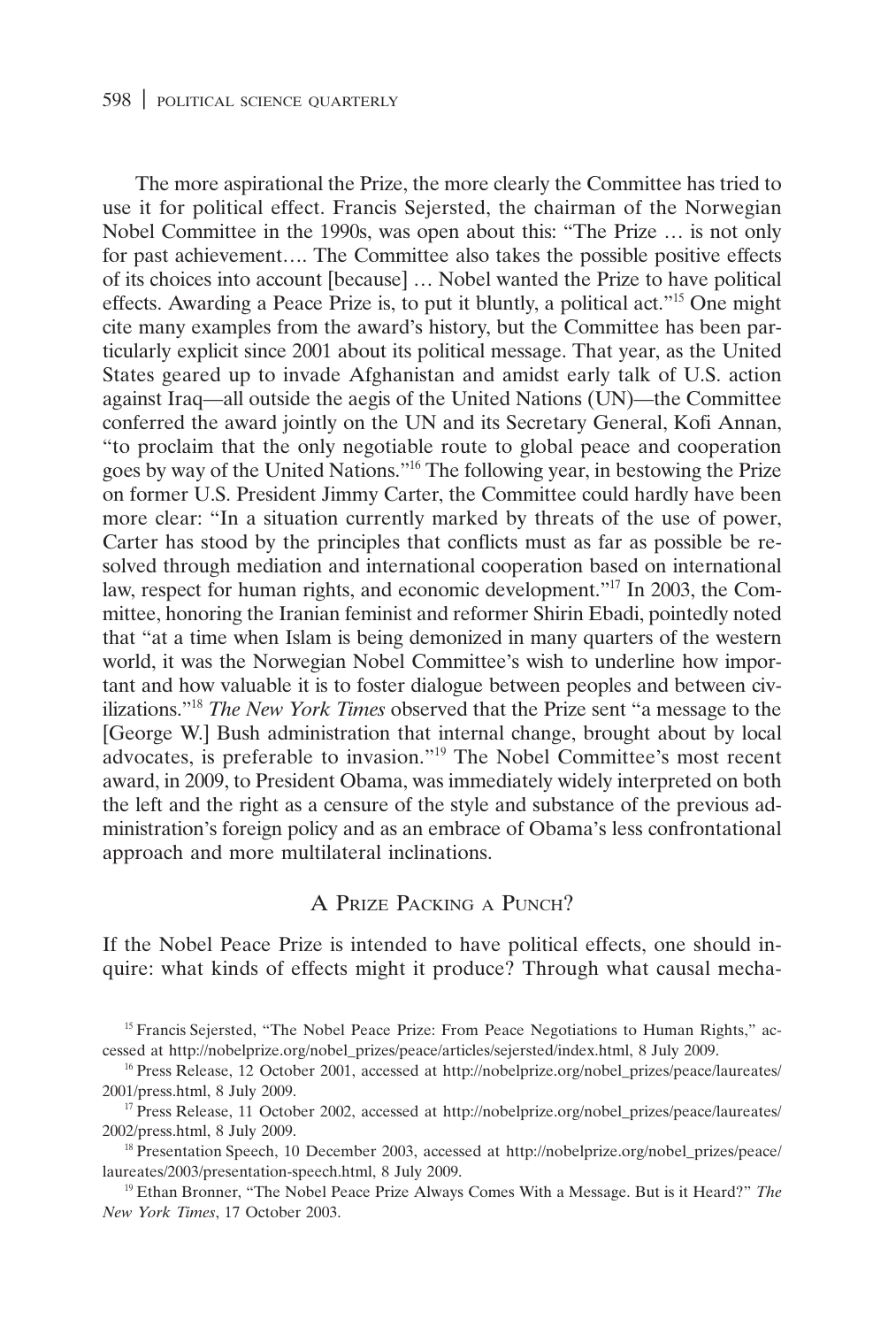The more aspirational the Prize, the more clearly the Committee has tried to use it for political effect. Francis Sejersted, the chairman of the Norwegian Nobel Committee in the 1990s, was open about this: "The Prize … is not only for past achievement…. The Committee also takes the possible positive effects of its choices into account [because] … Nobel wanted the Prize to have political effects. Awarding a Peace Prize is, to put it bluntly, a political act."[15] One might cite many examples from the award's history, but the Committee has been particularly explicit since 2001 about its political message. That year, as the United States geared up to invade Afghanistan and amidst early talk of U.S. action against Iraq—all outside the aegis of the United Nations (UN)—the Committee conferred the award jointly on the UN and its Secretary General, Kofi Annan, "to proclaim that the only negotiable route to global peace and cooperation goes by way of the United Nations."[16] The following year, in bestowing the Prize on former U.S. President Jimmy Carter, the Committee could hardly have been more clear: "In a situation currently marked by threats of the use of power, Carter has stood by the principles that conflicts must as far as possible be resolved through mediation and international cooperation based on international law, respect for human rights, and economic development."[17] In 2003, the Committee, honoring the Iranian feminist and reformer Shirin Ebadi, pointedly noted that "at a time when Islam is being demonized in many quarters of the western world, it was the Norwegian Nobel Committee's wish to underline how important and how valuable it is to foster dialogue between peoples and between civilizations."[18] *The New York Times* observed that the Prize sent "a message to the [George W.] Bush administration that internal change, brought about by local advocates, is preferable to invasion."[19] The Nobel Committee's most recent award, in 2009, to President Obama, was immediately widely interpreted on both the left and the right as a censure of the style and substance of the previous administration's foreign policy and as an embrace of Obama's less confrontational approach and more multilateral inclinations.

## A Prize Packing a Punch?

If the Nobel Peace Prize is intended to have political effects, one should inquire: what kinds of effects might it produce? Through what causal mecha-

[15] Francis Sejersted, "The Nobel Peace Prize: From Peace Negotiations to Human Rights," accessed at http://nobelprize.org/nobel_prizes/peace/articles/sejersted/index.html, 8 July 2009.

[16] Press Release, 12 October 2001, accessed at http://nobelprize.org/nobel_prizes/peace/laureates/2001/press.html, 8 July 2009.

[17] Press Release, 11 October 2002, accessed at http://nobelprize.org/nobel_prizes/peace/laureates/2002/press.html, 8 July 2009.

[18] Presentation Speech, 10 December 2003, accessed at http://nobelprize.org/nobel_prizes/peace/laureates/2003/presentation-speech.html, 8 July 2009.

[19] Ethan Bronner, "The Nobel Peace Prize Always Comes With a Message. But is it Heard?" *The New York Times*, 17 October 2003.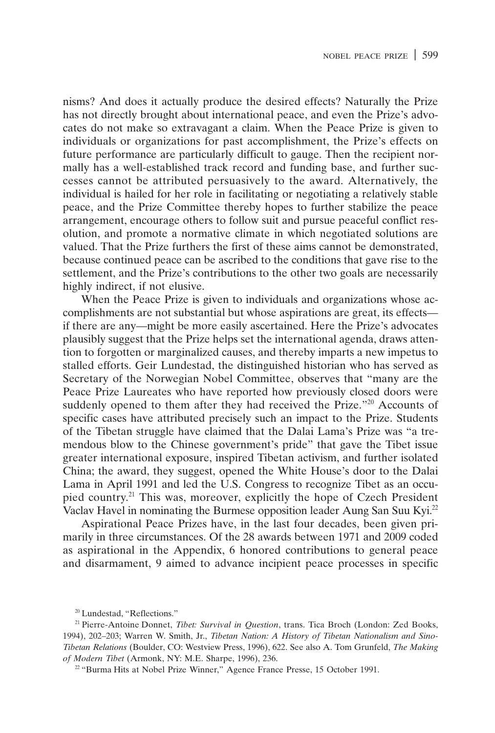nisms? And does it actually produce the desired effects? Naturally the Prize has not directly brought about international peace, and even the Prize's advocates do not make so extravagant a claim. When the Peace Prize is given to individuals or organizations for past accomplishment, the Prize's effects on future performance are particularly difficult to gauge. Then the recipient normally has a well-established track record and funding base, and further successes cannot be attributed persuasively to the award. Alternatively, the individual is hailed for her role in facilitating or negotiating a relatively stable peace, and the Prize Committee thereby hopes to further stabilize the peace arrangement, encourage others to follow suit and pursue peaceful conflict resolution, and promote a normative climate in which negotiated solutions are valued. That the Prize furthers the first of these aims cannot be demonstrated, because continued peace can be ascribed to the conditions that gave rise to the settlement, and the Prize's contributions to the other two goals are necessarily highly indirect, if not elusive.

When the Peace Prize is given to individuals and organizations whose accomplishments are not substantial but whose aspirations are great, its effects—if there are any—might be more easily ascertained. Here the Prize's advocates plausibly suggest that the Prize helps set the international agenda, draws attention to forgotten or marginalized causes, and thereby imparts a new impetus to stalled efforts. Geir Lundestad, the distinguished historian who has served as Secretary of the Norwegian Nobel Committee, observes that "many are the Peace Prize Laureates who have reported how previously closed doors were suddenly opened to them after they had received the Prize."[20] Accounts of specific cases have attributed precisely such an impact to the Prize. Students of the Tibetan struggle have claimed that the Dalai Lama's Prize was "a tremendous blow to the Chinese government's pride" that gave the Tibet issue greater international exposure, inspired Tibetan activism, and further isolated China; the award, they suggest, opened the White House's door to the Dalai Lama in April 1991 and led the U.S. Congress to recognize Tibet as an occupied country.[21] This was, moreover, explicitly the hope of Czech President Vaclav Havel in nominating the Burmese opposition leader Aung San Suu Kyi.[22]

Aspirational Peace Prizes have, in the last four decades, been given primarily in three circumstances. Of the 28 awards between 1971 and 2009 coded as aspirational in the Appendix, 6 honored contributions to general peace and disarmament, 9 aimed to advance incipient peace processes in specific

[20] Lundestad, "Reflections."

[21] Pierre-Antoine Donnet, *Tibet: Survival in Question*, trans. Tica Broch (London: Zed Books, 1994), 202–203; Warren W. Smith, Jr., *Tibetan Nation: A History of Tibetan Nationalism and Sino-Tibetan Relations* (Boulder, CO: Westview Press, 1996), 622. See also A. Tom Grunfeld, *The Making of Modern Tibet* (Armonk, NY: M.E. Sharpe, 1996), 236.

[22] "Burma Hits at Nobel Prize Winner," Agence France Presse, 15 October 1991.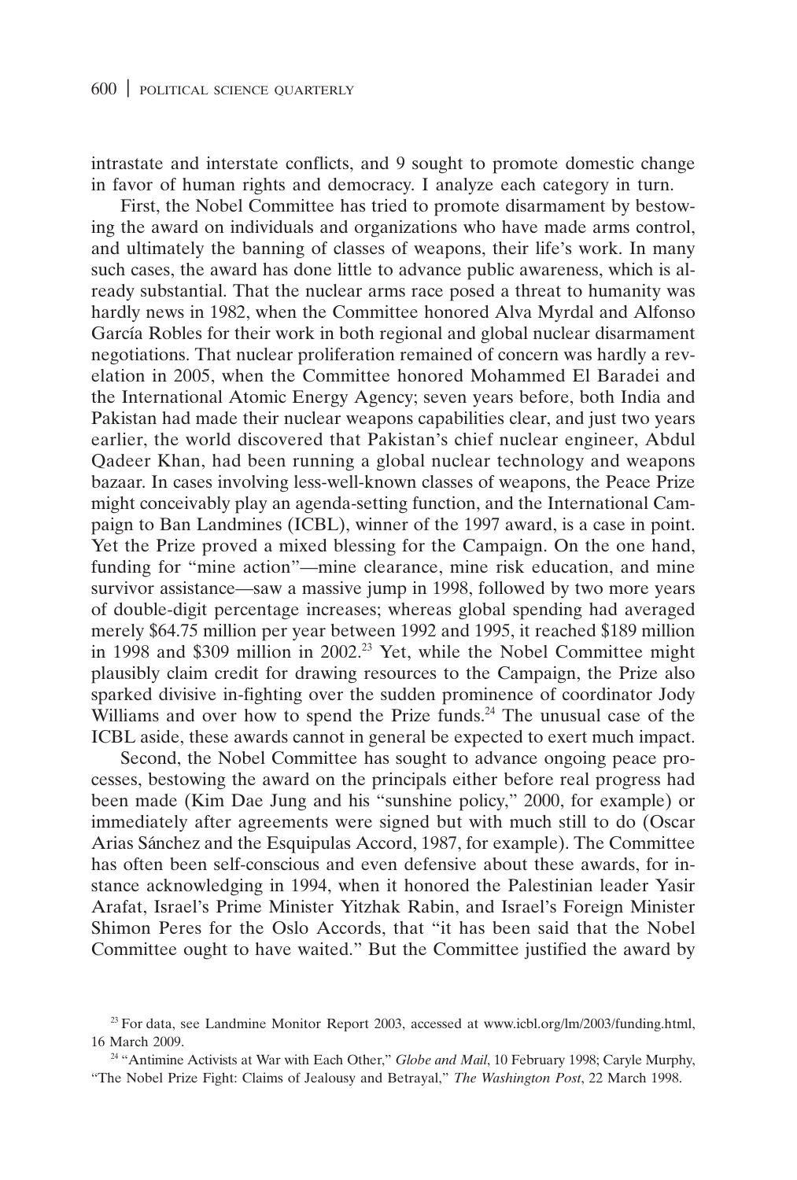intrastate and interstate conflicts, and 9 sought to promote domestic change in favor of human rights and democracy. I analyze each category in turn.

First, the Nobel Committee has tried to promote disarmament by bestowing the award on individuals and organizations who have made arms control, and ultimately the banning of classes of weapons, their life's work. In many such cases, the award has done little to advance public awareness, which is already substantial. That the nuclear arms race posed a threat to humanity was hardly news in 1982, when the Committee honored Alva Myrdal and Alfonso García Robles for their work in both regional and global nuclear disarmament negotiations. That nuclear proliferation remained of concern was hardly a revelation in 2005, when the Committee honored Mohammed El Baradei and the International Atomic Energy Agency; seven years before, both India and Pakistan had made their nuclear weapons capabilities clear, and just two years earlier, the world discovered that Pakistan's chief nuclear engineer, Abdul Qadeer Khan, had been running a global nuclear technology and weapons bazaar. In cases involving less-well-known classes of weapons, the Peace Prize might conceivably play an agenda-setting function, and the International Campaign to Ban Landmines (ICBL), winner of the 1997 award, is a case in point. Yet the Prize proved a mixed blessing for the Campaign. On the one hand, funding for "mine action"—mine clearance, mine risk education, and mine survivor assistance—saw a massive jump in 1998, followed by two more years of double-digit percentage increases; whereas global spending had averaged merely $64.75 million per year between 1992 and 1995, it reached $189 million in 1998 and $309 million in 2002.[23] Yet, while the Nobel Committee might plausibly claim credit for drawing resources to the Campaign, the Prize also sparked divisive in-fighting over the sudden prominence of coordinator Jody Williams and over how to spend the Prize funds.[24] The unusual case of the ICBL aside, these awards cannot in general be expected to exert much impact.

Second, the Nobel Committee has sought to advance ongoing peace processes, bestowing the award on the principals either before real progress had been made (Kim Dae Jung and his "sunshine policy," 2000, for example) or immediately after agreements were signed but with much still to do (Oscar Arias Sánchez and the Esquipulas Accord, 1987, for example). The Committee has often been self-conscious and even defensive about these awards, for instance acknowledging in 1994, when it honored the Palestinian leader Yasir Arafat, Israel's Prime Minister Yitzhak Rabin, and Israel's Foreign Minister Shimon Peres for the Oslo Accords, that "it has been said that the Nobel Committee ought to have waited." But the Committee justified the award by

[23] For data, see Landmine Monitor Report 2003, accessed at www.icbl.org/lm/2003/funding.html, 16 March 2009.

[24] "Antimine Activists at War with Each Other," *Globe and Mail*, 10 February 1998; Caryle Murphy, "The Nobel Prize Fight: Claims of Jealousy and Betrayal," *The Washington Post*, 22 March 1998.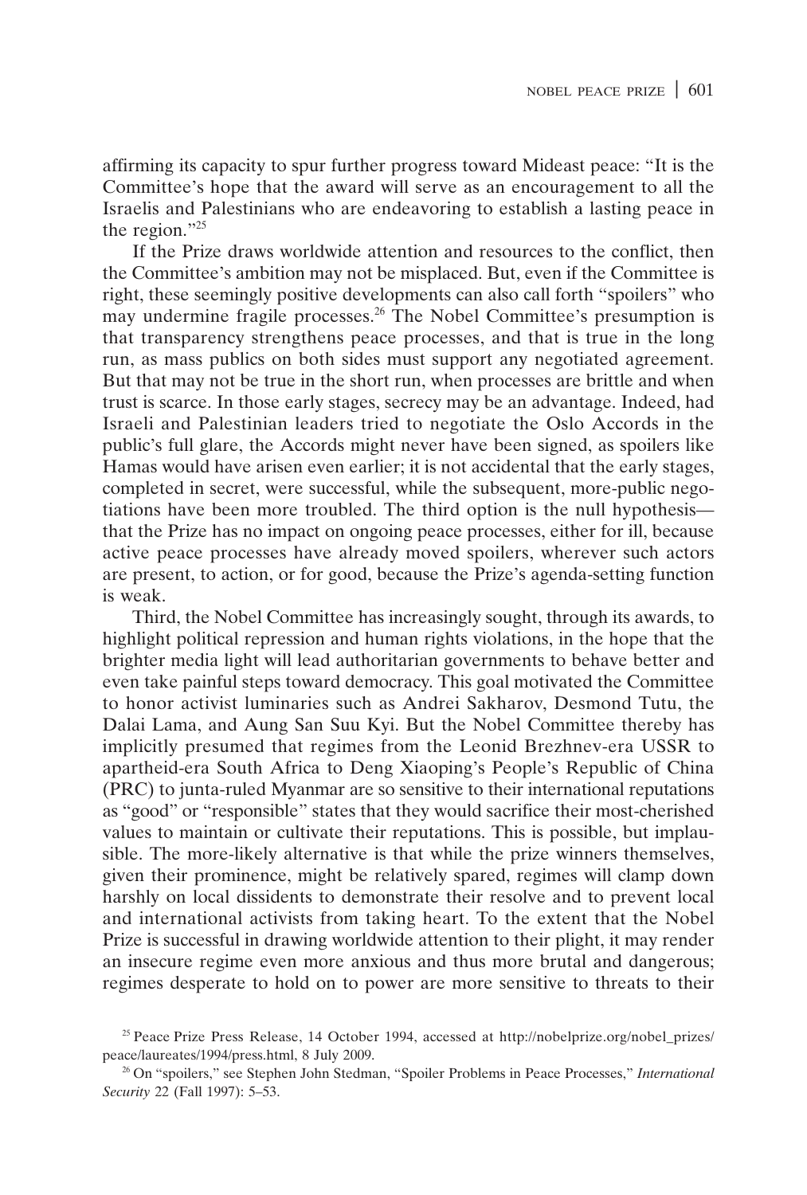affirming its capacity to spur further progress toward Mideast peace: "It is the Committee's hope that the award will serve as an encouragement to all the Israelis and Palestinians who are endeavoring to establish a lasting peace in the region."[25]

If the Prize draws worldwide attention and resources to the conflict, then the Committee's ambition may not be misplaced. But, even if the Committee is right, these seemingly positive developments can also call forth "spoilers" who may undermine fragile processes.[26] The Nobel Committee's presumption is that transparency strengthens peace processes, and that is true in the long run, as mass publics on both sides must support any negotiated agreement. But that may not be true in the short run, when processes are brittle and when trust is scarce. In those early stages, secrecy may be an advantage. Indeed, had Israeli and Palestinian leaders tried to negotiate the Oslo Accords in the public's full glare, the Accords might never have been signed, as spoilers like Hamas would have arisen even earlier; it is not accidental that the early stages, completed in secret, were successful, while the subsequent, more-public negotiations have been more troubled. The third option is the null hypothesis—that the Prize has no impact on ongoing peace processes, either for ill, because active peace processes have already moved spoilers, wherever such actors are present, to action, or for good, because the Prize's agenda-setting function is weak.

Third, the Nobel Committee has increasingly sought, through its awards, to highlight political repression and human rights violations, in the hope that the brighter media light will lead authoritarian governments to behave better and even take painful steps toward democracy. This goal motivated the Committee to honor activist luminaries such as Andrei Sakharov, Desmond Tutu, the Dalai Lama, and Aung San Suu Kyi. But the Nobel Committee thereby has implicitly presumed that regimes from the Leonid Brezhnev-era USSR to apartheid-era South Africa to Deng Xiaoping's People's Republic of China (PRC) to junta-ruled Myanmar are so sensitive to their international reputations as "good" or "responsible" states that they would sacrifice their most-cherished values to maintain or cultivate their reputations. This is possible, but implausible. The more-likely alternative is that while the prize winners themselves, given their prominence, might be relatively spared, regimes will clamp down harshly on local dissidents to demonstrate their resolve and to prevent local and international activists from taking heart. To the extent that the Nobel Prize is successful in drawing worldwide attention to their plight, it may render an insecure regime even more anxious and thus more brutal and dangerous; regimes desperate to hold on to power are more sensitive to threats to their

[25] Peace Prize Press Release, 14 October 1994, accessed at http://nobelprize.org/nobel_prizes/peace/laureates/1994/press.html, 8 July 2009.

[26] On "spoilers," see Stephen John Stedman, "Spoiler Problems in Peace Processes," *International Security* 22 (Fall 1997): 5–53.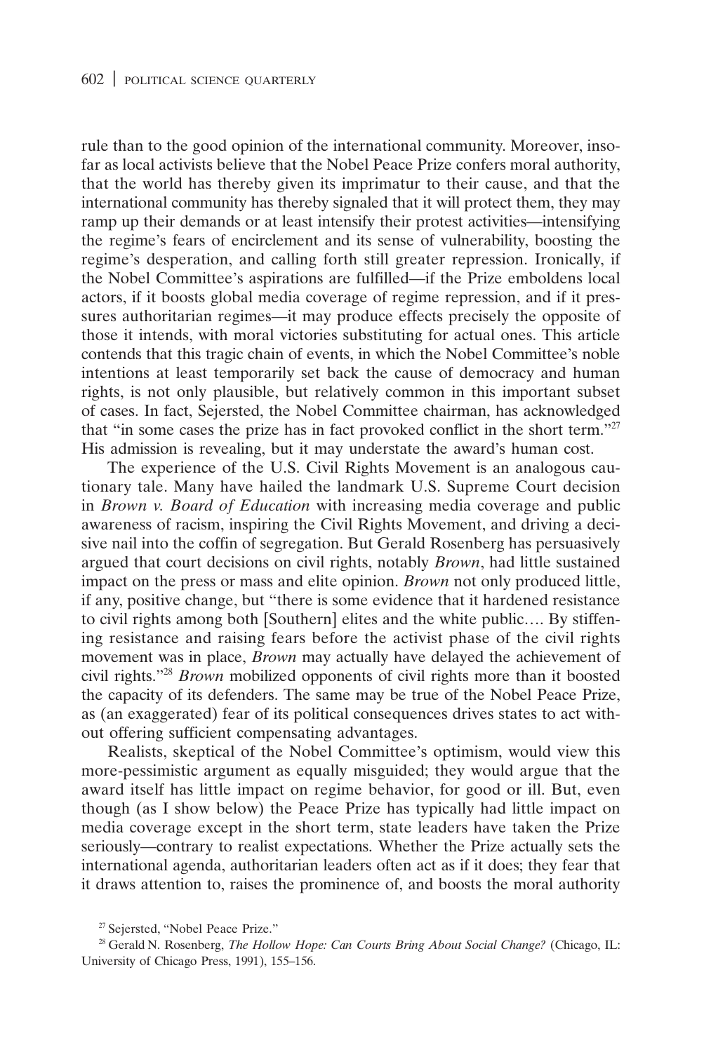rule than to the good opinion of the international community. Moreover, insofar as local activists believe that the Nobel Peace Prize confers moral authority, that the world has thereby given its imprimatur to their cause, and that the international community has thereby signaled that it will protect them, they may ramp up their demands or at least intensify their protest activities—intensifying the regime's fears of encirclement and its sense of vulnerability, boosting the regime's desperation, and calling forth still greater repression. Ironically, if the Nobel Committee's aspirations are fulfilled—if the Prize emboldens local actors, if it boosts global media coverage of regime repression, and if it pressures authoritarian regimes—it may produce effects precisely the opposite of those it intends, with moral victories substituting for actual ones. This article contends that this tragic chain of events, in which the Nobel Committee's noble intentions at least temporarily set back the cause of democracy and human rights, is not only plausible, but relatively common in this important subset of cases. In fact, Sejersted, the Nobel Committee chairman, has acknowledged that "in some cases the prize has in fact provoked conflict in the short term."[27] His admission is revealing, but it may understate the award's human cost.

The experience of the U.S. Civil Rights Movement is an analogous cautionary tale. Many have hailed the landmark U.S. Supreme Court decision in *Brown v. Board of Education* with increasing media coverage and public awareness of racism, inspiring the Civil Rights Movement, and driving a decisive nail into the coffin of segregation. But Gerald Rosenberg has persuasively argued that court decisions on civil rights, notably *Brown*, had little sustained impact on the press or mass and elite opinion. *Brown* not only produced little, if any, positive change, but "there is some evidence that it hardened resistance to civil rights among both [Southern] elites and the white public…. By stiffening resistance and raising fears before the activist phase of the civil rights movement was in place, *Brown* may actually have delayed the achievement of civil rights."[28] *Brown* mobilized opponents of civil rights more than it boosted the capacity of its defenders. The same may be true of the Nobel Peace Prize, as (an exaggerated) fear of its political consequences drives states to act without offering sufficient compensating advantages.

Realists, skeptical of the Nobel Committee's optimism, would view this more-pessimistic argument as equally misguided; they would argue that the award itself has little impact on regime behavior, for good or ill. But, even though (as I show below) the Peace Prize has typically had little impact on media coverage except in the short term, state leaders have taken the Prize seriously—contrary to realist expectations. Whether the Prize actually sets the international agenda, authoritarian leaders often act as if it does; they fear that it draws attention to, raises the prominence of, and boosts the moral authority

[27] Sejersted, "Nobel Peace Prize."

[28] Gerald N. Rosenberg, *The Hollow Hope: Can Courts Bring About Social Change?* (Chicago, IL: University of Chicago Press, 1991), 155–156.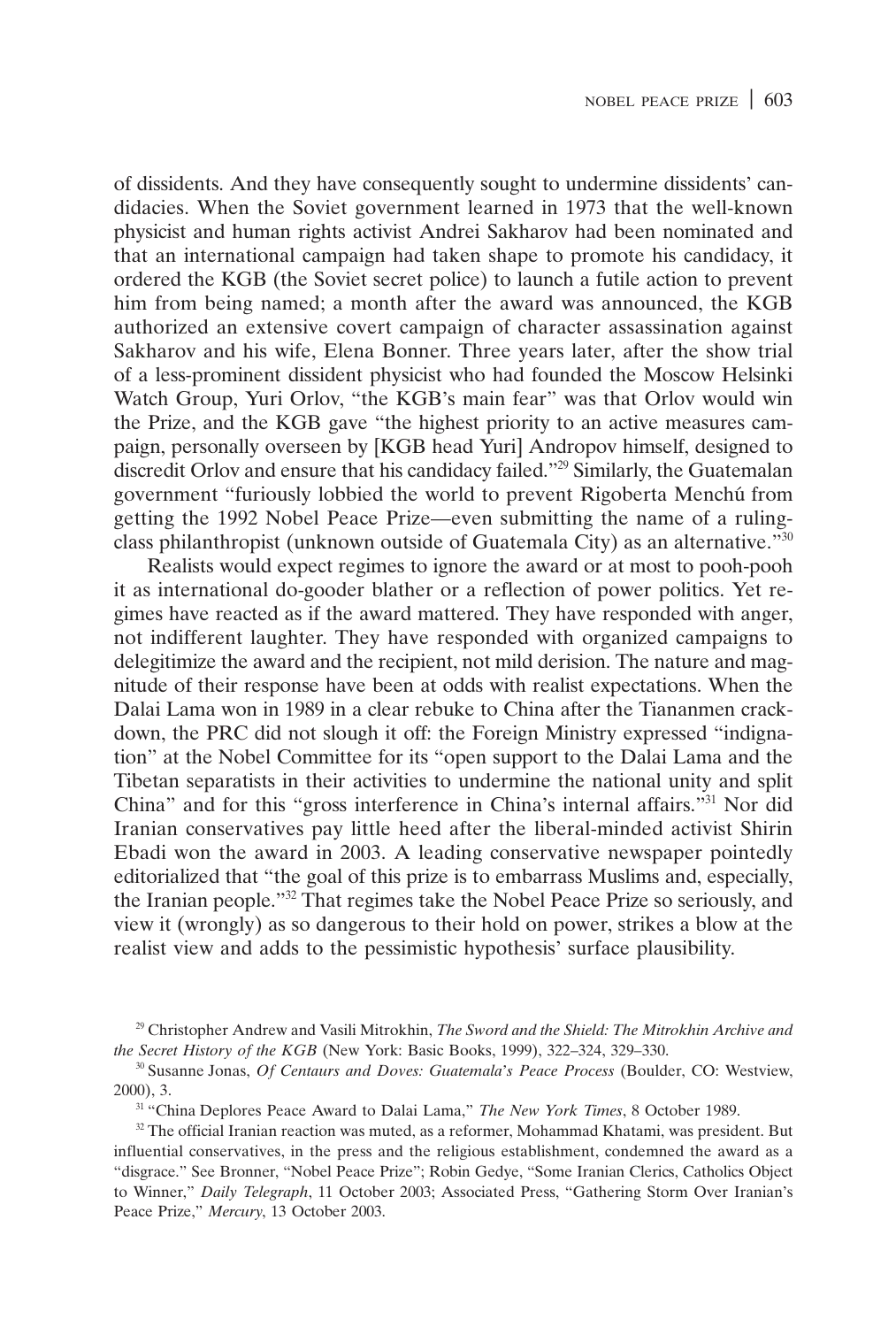of dissidents. And they have consequently sought to undermine dissidents' candidacies. When the Soviet government learned in 1973 that the well-known physicist and human rights activist Andrei Sakharov had been nominated and that an international campaign had taken shape to promote his candidacy, it ordered the KGB (the Soviet secret police) to launch a futile action to prevent him from being named; a month after the award was announced, the KGB authorized an extensive covert campaign of character assassination against Sakharov and his wife, Elena Bonner. Three years later, after the show trial of a less-prominent dissident physicist who had founded the Moscow Helsinki Watch Group, Yuri Orlov, "the KGB's main fear" was that Orlov would win the Prize, and the KGB gave "the highest priority to an active measures campaign, personally overseen by [KGB head Yuri] Andropov himself, designed to discredit Orlov and ensure that his candidacy failed."[29] Similarly, the Guatemalan government "furiously lobbied the world to prevent Rigoberta Menchú from getting the 1992 Nobel Peace Prize—even submitting the name of a ruling-class philanthropist (unknown outside of Guatemala City) as an alternative."[30]

Realists would expect regimes to ignore the award or at most to pooh-pooh it as international do-gooder blather or a reflection of power politics. Yet regimes have reacted as if the award mattered. They have responded with anger, not indifferent laughter. They have responded with organized campaigns to delegitimize the award and the recipient, not mild derision. The nature and magnitude of their response have been at odds with realist expectations. When the Dalai Lama won in 1989 in a clear rebuke to China after the Tiananmen crackdown, the PRC did not slough it off: the Foreign Ministry expressed "indignation" at the Nobel Committee for its "open support to the Dalai Lama and the Tibetan separatists in their activities to undermine the national unity and split China" and for this "gross interference in China's internal affairs."[31] Nor did Iranian conservatives pay little heed after the liberal-minded activist Shirin Ebadi won the award in 2003. A leading conservative newspaper pointedly editorialized that "the goal of this prize is to embarrass Muslims and, especially, the Iranian people."[32] That regimes take the Nobel Peace Prize so seriously, and view it (wrongly) as so dangerous to their hold on power, strikes a blow at the realist view and adds to the pessimistic hypothesis' surface plausibility.

[29] Christopher Andrew and Vasili Mitrokhin, *The Sword and the Shield: The Mitrokhin Archive and the Secret History of the KGB* (New York: Basic Books, 1999), 322–324, 329–330.

[30] Susanne Jonas, *Of Centaurs and Doves: Guatemala's Peace Process* (Boulder, CO: Westview, 2000), 3.

[31] "China Deplores Peace Award to Dalai Lama," *The New York Times*, 8 October 1989.

[32] The official Iranian reaction was muted, as a reformer, Mohammad Khatami, was president. But influential conservatives, in the press and the religious establishment, condemned the award as a "disgrace." See Bronner, "Nobel Peace Prize"; Robin Gedye, "Some Iranian Clerics, Catholics Object to Winner," *Daily Telegraph*, 11 October 2003; Associated Press, "Gathering Storm Over Iranian's Peace Prize," *Mercury*, 13 October 2003.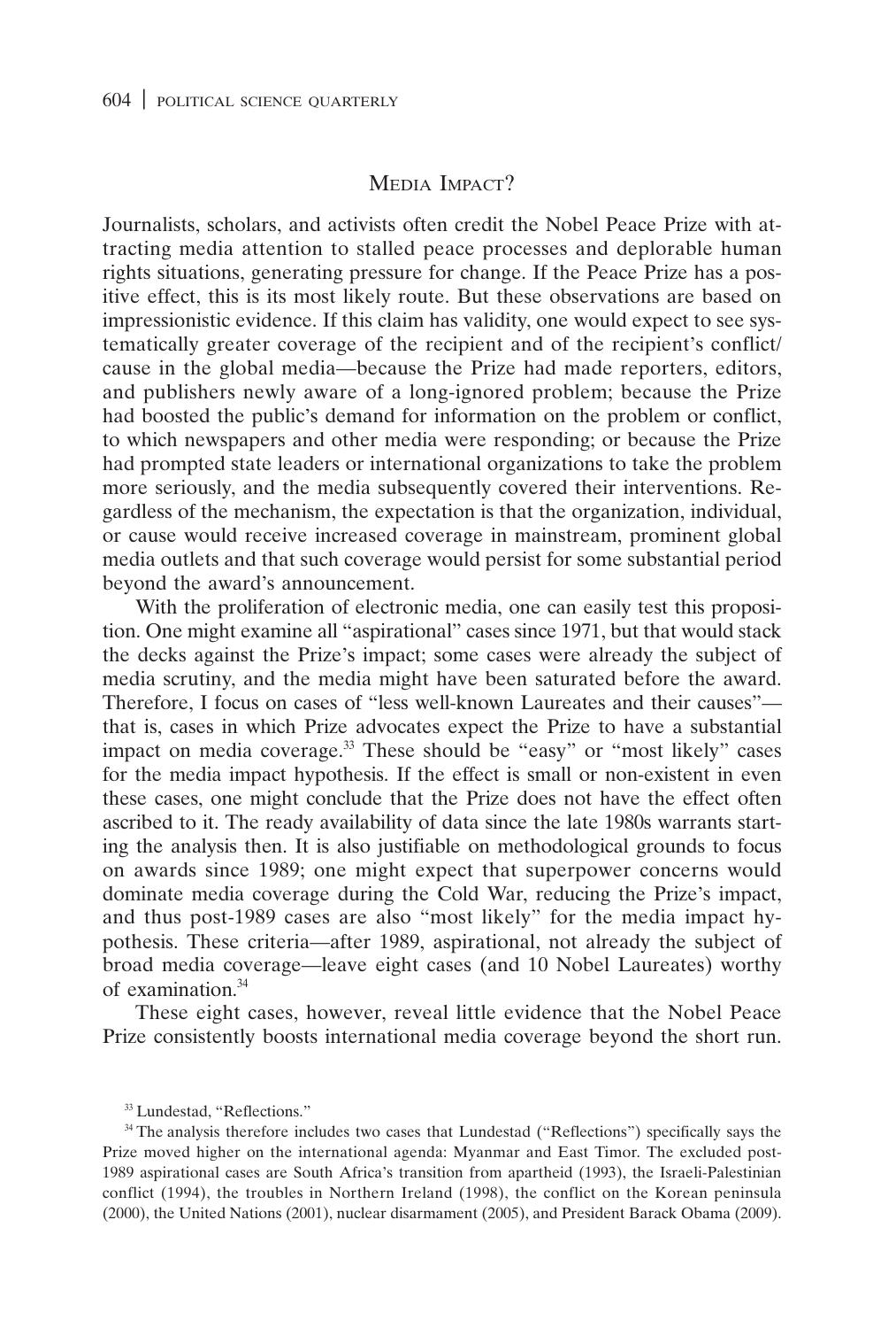## Media Impact?

Journalists, scholars, and activists often credit the Nobel Peace Prize with attracting media attention to stalled peace processes and deplorable human rights situations, generating pressure for change. If the Peace Prize has a positive effect, this is its most likely route. But these observations are based on impressionistic evidence. If this claim has validity, one would expect to see systematically greater coverage of the recipient and of the recipient's conflict/cause in the global media—because the Prize had made reporters, editors, and publishers newly aware of a long-ignored problem; because the Prize had boosted the public's demand for information on the problem or conflict, to which newspapers and other media were responding; or because the Prize had prompted state leaders or international organizations to take the problem more seriously, and the media subsequently covered their interventions. Regardless of the mechanism, the expectation is that the organization, individual, or cause would receive increased coverage in mainstream, prominent global media outlets and that such coverage would persist for some substantial period beyond the award's announcement.

With the proliferation of electronic media, one can easily test this proposition. One might examine all "aspirational" cases since 1971, but that would stack the decks against the Prize's impact; some cases were already the subject of media scrutiny, and the media might have been saturated before the award. Therefore, I focus on cases of "less well-known Laureates and their causes"—that is, cases in which Prize advocates expect the Prize to have a substantial impact on media coverage.[33] These should be "easy" or "most likely" cases for the media impact hypothesis. If the effect is small or non-existent in even these cases, one might conclude that the Prize does not have the effect often ascribed to it. The ready availability of data since the late 1980s warrants starting the analysis then. It is also justifiable on methodological grounds to focus on awards since 1989; one might expect that superpower concerns would dominate media coverage during the Cold War, reducing the Prize's impact, and thus post-1989 cases are also "most likely" for the media impact hypothesis. These criteria—after 1989, aspirational, not already the subject of broad media coverage—leave eight cases (and 10 Nobel Laureates) worthy of examination.[34]

These eight cases, however, reveal little evidence that the Nobel Peace Prize consistently boosts international media coverage beyond the short run.

[33] Lundestad, "Reflections."

[34] The analysis therefore includes two cases that Lundestad ("Reflections") specifically says the Prize moved higher on the international agenda: Myanmar and East Timor. The excluded post-1989 aspirational cases are South Africa's transition from apartheid (1993), the Israeli-Palestinian conflict (1994), the troubles in Northern Ireland (1998), the conflict on the Korean peninsula (2000), the United Nations (2001), nuclear disarmament (2005), and President Barack Obama (2009).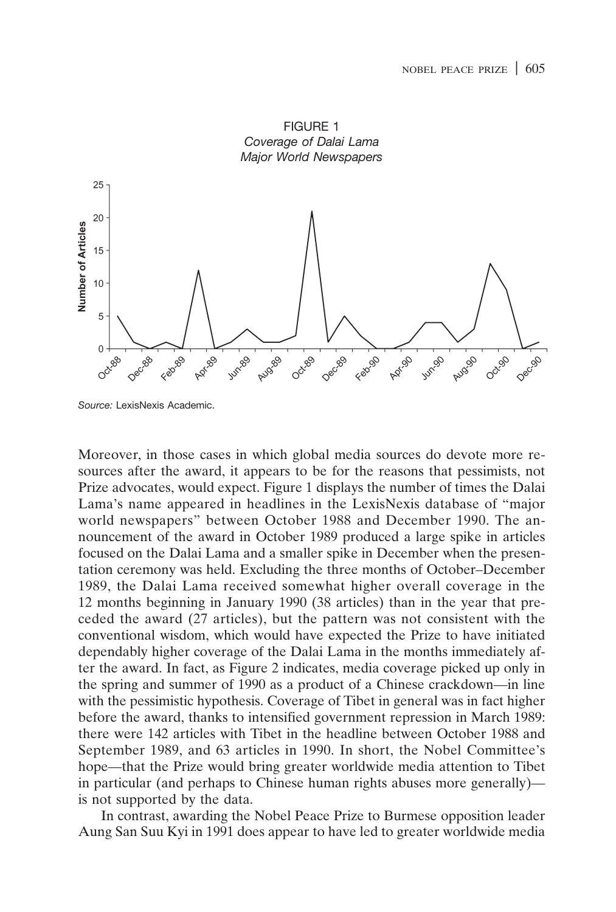FIGURE 1
*Coverage of Dalai Lama*
*Major World Newspapers*

*Source:* LexisNexis Academic.

Moreover, in those cases in which global media sources do devote more resources after the award, it appears to be for the reasons that pessimists, not Prize advocates, would expect. Figure 1 displays the number of times the Dalai Lama's name appeared in headlines in the LexisNexis database of "major world newspapers" between October 1988 and December 1990. The announcement of the award in October 1989 produced a large spike in articles focused on the Dalai Lama and a smaller spike in December when the presentation ceremony was held. Excluding the three months of October–December 1989, the Dalai Lama received somewhat higher overall coverage in the 12 months beginning in January 1990 (38 articles) than in the year that preceded the award (27 articles), but the pattern was not consistent with the conventional wisdom, which would have expected the Prize to have initiated dependably higher coverage of the Dalai Lama in the months immediately after the award. In fact, as Figure 2 indicates, media coverage picked up only in the spring and summer of 1990 as a product of a Chinese crackdown—in line with the pessimistic hypothesis. Coverage of Tibet in general was in fact higher before the award, thanks to intensified government repression in March 1989: there were 142 articles with Tibet in the headline between October 1988 and September 1989, and 63 articles in 1990. In short, the Nobel Committee's hope—that the Prize would bring greater worldwide media attention to Tibet in particular (and perhaps to Chinese human rights abuses more generally)—is not supported by the data.

In contrast, awarding the Nobel Peace Prize to Burmese opposition leader Aung San Suu Kyi in 1991 does appear to have led to greater worldwide media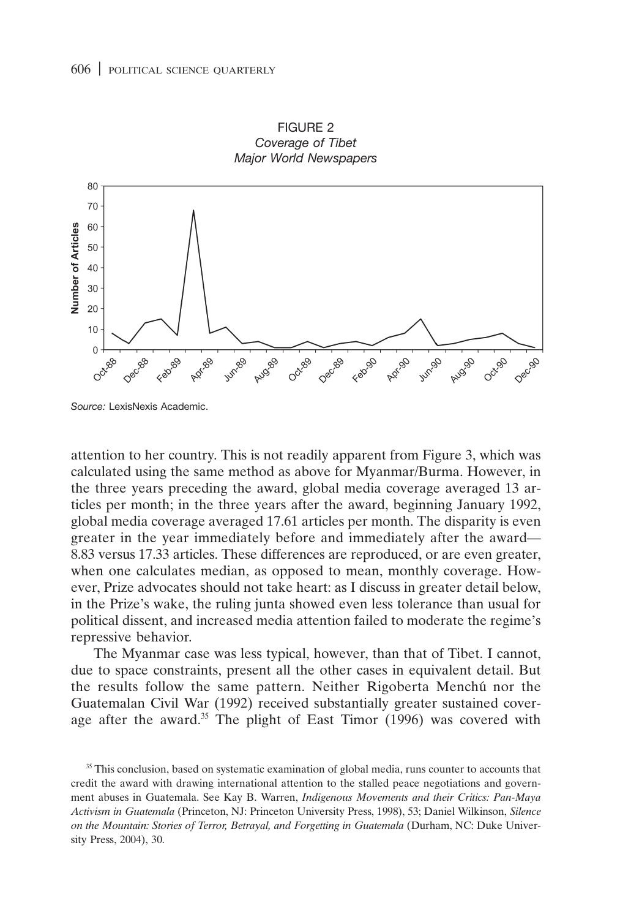FIGURE 2
*Coverage of Tibet*
*Major World Newspapers*

*Source:* LexisNexis Academic.

attention to her country. This is not readily apparent from Figure 3, which was calculated using the same method as above for Myanmar/Burma. However, in the three years preceding the award, global media coverage averaged 13 articles per month; in the three years after the award, beginning January 1992, global media coverage averaged 17.61 articles per month. The disparity is even greater in the year immediately before and immediately after the award—8.83 versus 17.33 articles. These differences are reproduced, or are even greater, when one calculates median, as opposed to mean, monthly coverage. However, Prize advocates should not take heart: as I discuss in greater detail below, in the Prize's wake, the ruling junta showed even less tolerance than usual for political dissent, and increased media attention failed to moderate the regime's repressive behavior.

The Myanmar case was less typical, however, than that of Tibet. I cannot, due to space constraints, present all the other cases in equivalent detail. But the results follow the same pattern. Neither Rigoberta Menchú nor the Guatemalan Civil War (1992) received substantially greater sustained coverage after the award.[35] The plight of East Timor (1996) was covered with

[35] This conclusion, based on systematic examination of global media, runs counter to accounts that credit the award with drawing international attention to the stalled peace negotiations and government abuses in Guatemala. See Kay B. Warren, *Indigenous Movements and their Critics: Pan-Maya Activism in Guatemala* (Princeton, NJ: Princeton University Press, 1998), 53; Daniel Wilkinson, *Silence on the Mountain: Stories of Terror, Betrayal, and Forgetting in Guatemala* (Durham, NC: Duke University Press, 2004), 30.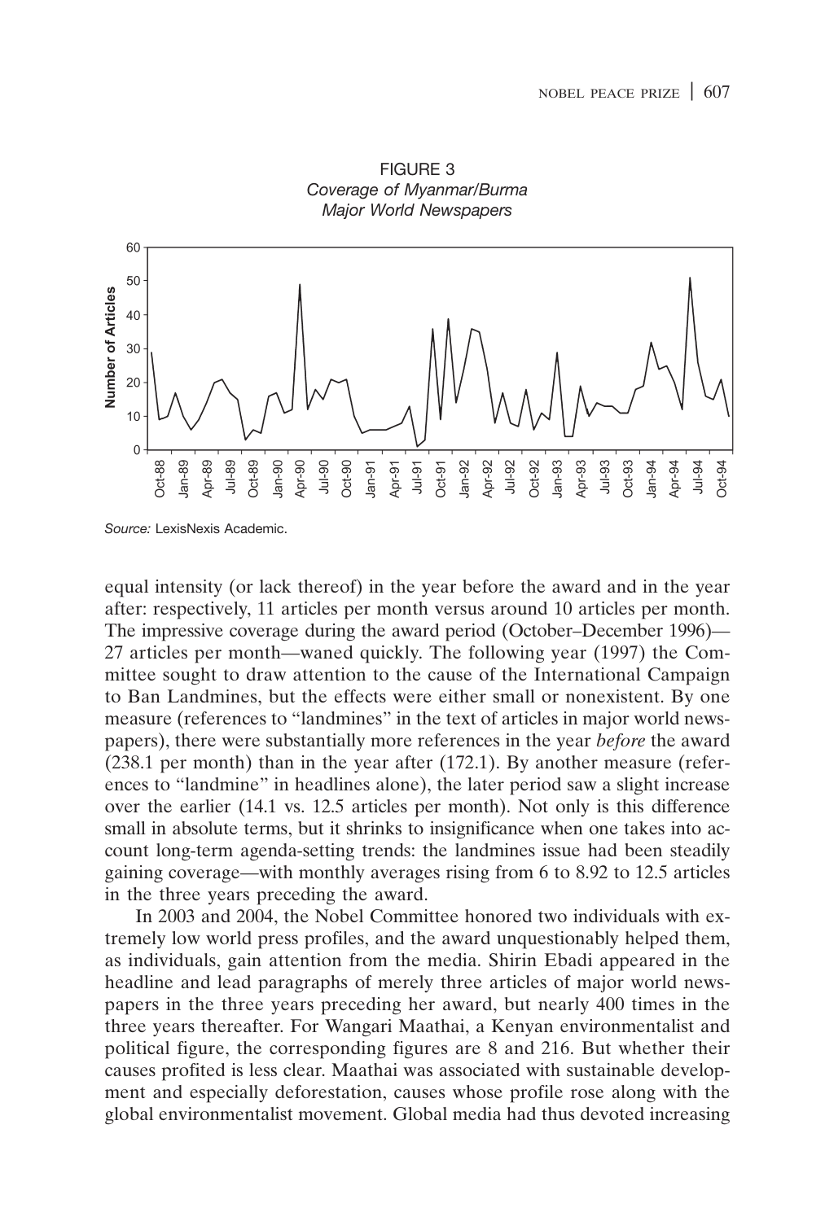FIGURE 3
*Coverage of Myanmar/Burma*
*Major World Newspapers*

*Source:* LexisNexis Academic.

equal intensity (or lack thereof) in the year before the award and in the year after: respectively, 11 articles per month versus around 10 articles per month. The impressive coverage during the award period (October–December 1996)—27 articles per month—waned quickly. The following year (1997) the Committee sought to draw attention to the cause of the International Campaign to Ban Landmines, but the effects were either small or nonexistent. By one measure (references to "landmines" in the text of articles in major world newspapers), there were substantially more references in the year *before* the award (238.1 per month) than in the year after (172.1). By another measure (references to "landmine" in headlines alone), the later period saw a slight increase over the earlier (14.1 vs. 12.5 articles per month). Not only is this difference small in absolute terms, but it shrinks to insignificance when one takes into account long-term agenda-setting trends: the landmines issue had been steadily gaining coverage—with monthly averages rising from 6 to 8.92 to 12.5 articles in the three years preceding the award.

In 2003 and 2004, the Nobel Committee honored two individuals with extremely low world press profiles, and the award unquestionably helped them, as individuals, gain attention from the media. Shirin Ebadi appeared in the headline and lead paragraphs of merely three articles of major world newspapers in the three years preceding her award, but nearly 400 times in the three years thereafter. For Wangari Maathai, a Kenyan environmentalist and political figure, the corresponding figures are 8 and 216. But whether their causes profited is less clear. Maathai was associated with sustainable development and especially deforestation, causes whose profile rose along with the global environmentalist movement. Global media had thus devoted increasing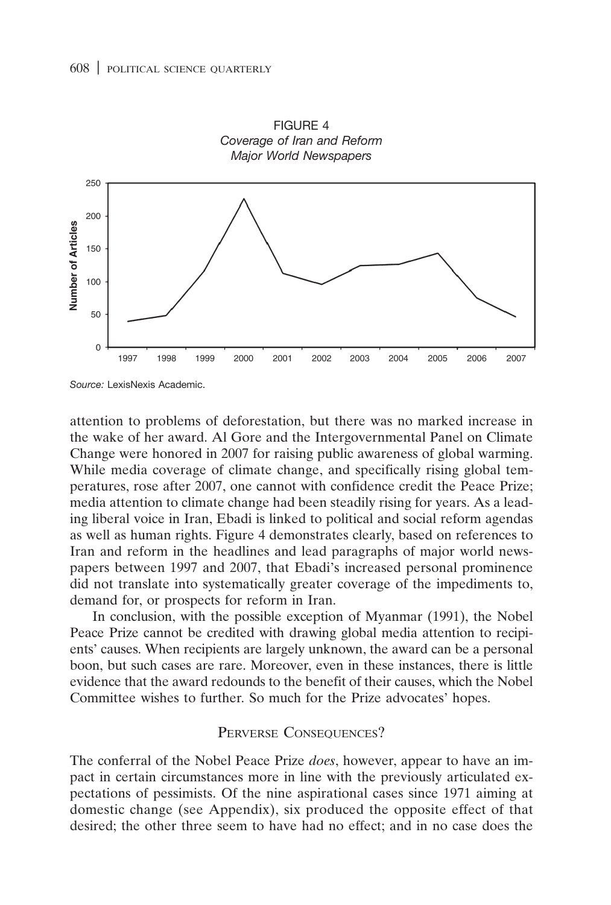FIGURE 4
*Coverage of Iran and Reform*
*Major World Newspapers*

*Source:* LexisNexis Academic.

attention to problems of deforestation, but there was no marked increase in the wake of her award. Al Gore and the Intergovernmental Panel on Climate Change were honored in 2007 for raising public awareness of global warming. While media coverage of climate change, and specifically rising global temperatures, rose after 2007, one cannot with confidence credit the Peace Prize; media attention to climate change had been steadily rising for years. As a leading liberal voice in Iran, Ebadi is linked to political and social reform agendas as well as human rights. Figure 4 demonstrates clearly, based on references to Iran and reform in the headlines and lead paragraphs of major world newspapers between 1997 and 2007, that Ebadi's increased personal prominence did not translate into systematically greater coverage of the impediments to, demand for, or prospects for reform in Iran.

In conclusion, with the possible exception of Myanmar (1991), the Nobel Peace Prize cannot be credited with drawing global media attention to recipients' causes. When recipients are largely unknown, the award can be a personal boon, but such cases are rare. Moreover, even in these instances, there is little evidence that the award redounds to the benefit of their causes, which the Nobel Committee wishes to further. So much for the Prize advocates' hopes.

## Perverse Consequences?

The conferral of the Nobel Peace Prize *does*, however, appear to have an impact in certain circumstances more in line with the previously articulated expectations of pessimists. Of the nine aspirational cases since 1971 aiming at domestic change (see Appendix), six produced the opposite effect of that desired; the other three seem to have had no effect; and in no case does the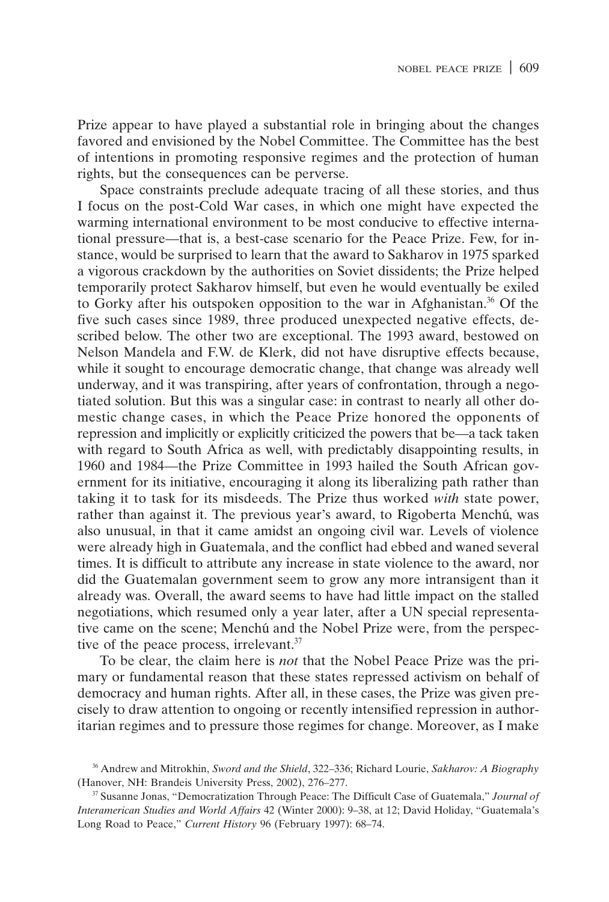Prize appear to have played a substantial role in bringing about the changes favored and envisioned by the Nobel Committee. The Committee has the best of intentions in promoting responsive regimes and the protection of human rights, but the consequences can be perverse.

Space constraints preclude adequate tracing of all these stories, and thus I focus on the post-Cold War cases, in which one might have expected the warming international environment to be most conducive to effective international pressure—that is, a best-case scenario for the Peace Prize. Few, for instance, would be surprised to learn that the award to Sakharov in 1975 sparked a vigorous crackdown by the authorities on Soviet dissidents; the Prize helped temporarily protect Sakharov himself, but even he would eventually be exiled to Gorky after his outspoken opposition to the war in Afghanistan.[36] Of the five such cases since 1989, three produced unexpected negative effects, described below. The other two are exceptional. The 1993 award, bestowed on Nelson Mandela and F.W. de Klerk, did not have disruptive effects because, while it sought to encourage democratic change, that change was already well underway, and it was transpiring, after years of confrontation, through a negotiated solution. But this was a singular case: in contrast to nearly all other domestic change cases, in which the Peace Prize honored the opponents of repression and implicitly or explicitly criticized the powers that be—a tack taken with regard to South Africa as well, with predictably disappointing results, in 1960 and 1984—the Prize Committee in 1993 hailed the South African government for its initiative, encouraging it along its liberalizing path rather than taking it to task for its misdeeds. The Prize thus worked *with* state power, rather than against it. The previous year's award, to Rigoberta Menchú, was also unusual, in that it came amidst an ongoing civil war. Levels of violence were already high in Guatemala, and the conflict had ebbed and waned several times. It is difficult to attribute any increase in state violence to the award, nor did the Guatemalan government seem to grow any more intransigent than it already was. Overall, the award seems to have had little impact on the stalled negotiations, which resumed only a year later, after a UN special representative came on the scene; Menchú and the Nobel Prize were, from the perspective of the peace process, irrelevant.[37]

To be clear, the claim here is *not* that the Nobel Peace Prize was the primary or fundamental reason that these states repressed activism on behalf of democracy and human rights. After all, in these cases, the Prize was given precisely to draw attention to ongoing or recently intensified repression in authoritarian regimes and to pressure those regimes for change. Moreover, as I make

[36] Andrew and Mitrokhin, *Sword and the Shield*, 322–336; Richard Lourie, *Sakharov: A Biography* (Hanover, NH: Brandeis University Press, 2002), 276–277.

[37] Susanne Jonas, "Democratization Through Peace: The Difficult Case of Guatemala," *Journal of Interamerican Studies and World Affairs* 42 (Winter 2000): 9–38, at 12; David Holiday, "Guatemala's Long Road to Peace," *Current History* 96 (February 1997): 68–74.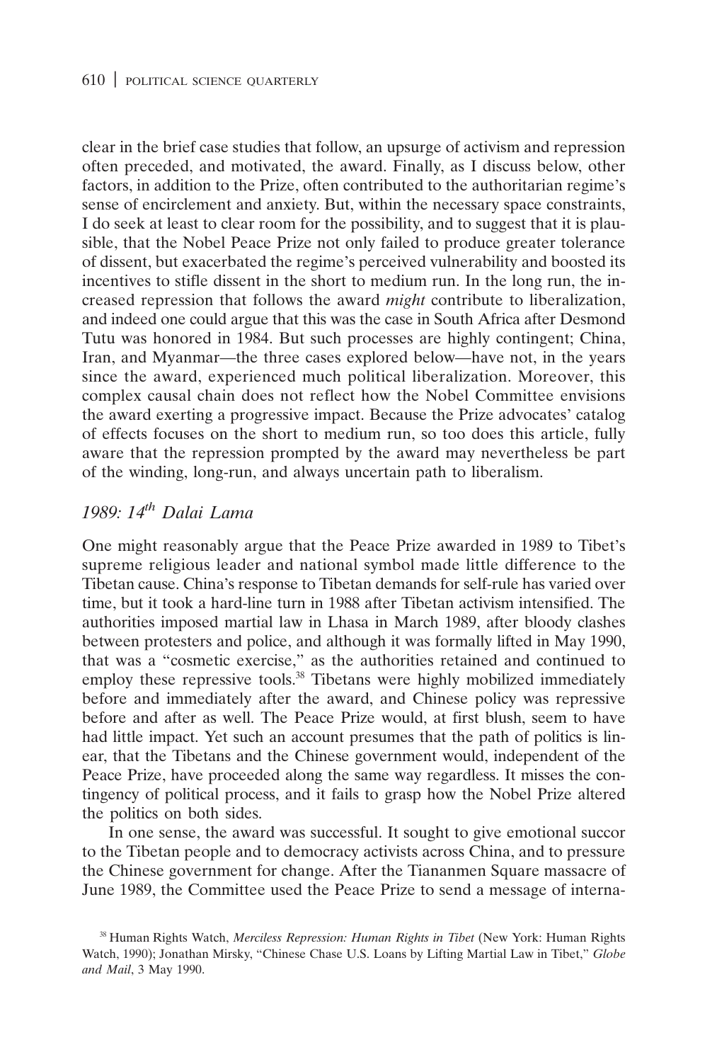clear in the brief case studies that follow, an upsurge of activism and repression often preceded, and motivated, the award. Finally, as I discuss below, other factors, in addition to the Prize, often contributed to the authoritarian regime's sense of encirclement and anxiety. But, within the necessary space constraints, I do seek at least to clear room for the possibility, and to suggest that it is plausible, that the Nobel Peace Prize not only failed to produce greater tolerance of dissent, but exacerbated the regime's perceived vulnerability and boosted its incentives to stifle dissent in the short to medium run. In the long run, the increased repression that follows the award *might* contribute to liberalization, and indeed one could argue that this was the case in South Africa after Desmond Tutu was honored in 1984. But such processes are highly contingent; China, Iran, and Myanmar—the three cases explored below—have not, in the years since the award, experienced much political liberalization. Moreover, this complex causal chain does not reflect how the Nobel Committee envisions the award exerting a progressive impact. Because the Prize advocates' catalog of effects focuses on the short to medium run, so too does this article, fully aware that the repression prompted by the award may nevertheless be part of the winding, long-run, and always uncertain path to liberalism.

### *1989: 14th Dalai Lama*

One might reasonably argue that the Peace Prize awarded in 1989 to Tibet's supreme religious leader and national symbol made little difference to the Tibetan cause. China's response to Tibetan demands for self-rule has varied over time, but it took a hard-line turn in 1988 after Tibetan activism intensified. The authorities imposed martial law in Lhasa in March 1989, after bloody clashes between protesters and police, and although it was formally lifted in May 1990, that was a "cosmetic exercise," as the authorities retained and continued to employ these repressive tools.[38] Tibetans were highly mobilized immediately before and immediately after the award, and Chinese policy was repressive before and after as well. The Peace Prize would, at first blush, seem to have had little impact. Yet such an account presumes that the path of politics is linear, that the Tibetans and the Chinese government would, independent of the Peace Prize, have proceeded along the same way regardless. It misses the contingency of political process, and it fails to grasp how the Nobel Prize altered the politics on both sides.

In one sense, the award was successful. It sought to give emotional succor to the Tibetan people and to democracy activists across China, and to pressure the Chinese government for change. After the Tiananmen Square massacre of June 1989, the Committee used the Peace Prize to send a message of interna-

[38] Human Rights Watch, *Merciless Repression: Human Rights in Tibet* (New York: Human Rights Watch, 1990); Jonathan Mirsky, "Chinese Chase U.S. Loans by Lifting Martial Law in Tibet," *Globe and Mail*, 3 May 1990.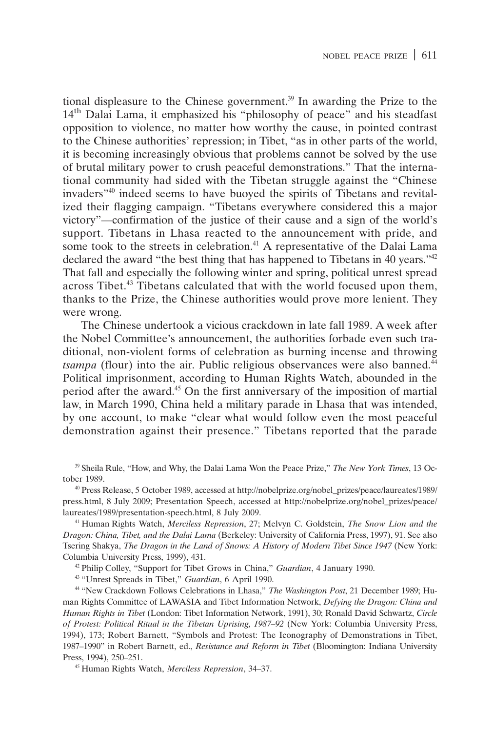tional displeasure to the Chinese government.[39] In awarding the Prize to the 14th Dalai Lama, it emphasized his "philosophy of peace" and his steadfast opposition to violence, no matter how worthy the cause, in pointed contrast to the Chinese authorities' repression; in Tibet, "as in other parts of the world, it is becoming increasingly obvious that problems cannot be solved by the use of brutal military power to crush peaceful demonstrations." That the international community had sided with the Tibetan struggle against the "Chinese invaders"[40] indeed seems to have buoyed the spirits of Tibetans and revitalized their flagging campaign. "Tibetans everywhere considered this a major victory"—confirmation of the justice of their cause and a sign of the world's support. Tibetans in Lhasa reacted to the announcement with pride, and some took to the streets in celebration.[41] A representative of the Dalai Lama declared the award "the best thing that has happened to Tibetans in 40 years."[42] That fall and especially the following winter and spring, political unrest spread across Tibet.[43] Tibetans calculated that with the world focused upon them, thanks to the Prize, the Chinese authorities would prove more lenient. They were wrong.

The Chinese undertook a vicious crackdown in late fall 1989. A week after the Nobel Committee's announcement, the authorities forbade even such traditional, non-violent forms of celebration as burning incense and throwing *tsampa* (flour) into the air. Public religious observances were also banned.[44] Political imprisonment, according to Human Rights Watch, abounded in the period after the award.[45] On the first anniversary of the imposition of martial law, in March 1990, China held a military parade in Lhasa that was intended, by one account, to make "clear what would follow even the most peaceful demonstration against their presence." Tibetans reported that the parade

---

[39] Sheila Rule, "How, and Why, the Dalai Lama Won the Peace Prize," *The New York Times*, 13 October 1989.

[40] Press Release, 5 October 1989, accessed at http://nobelprize.org/nobel_prizes/peace/laureates/1989/press.html, 8 July 2009; Presentation Speech, accessed at http://nobelprize.org/nobel_prizes/peace/laureates/1989/presentation-speech.html, 8 July 2009.

[41] Human Rights Watch, *Merciless Repression*, 27; Melvyn C. Goldstein, *The Snow Lion and the Dragon: China, Tibet, and the Dalai Lama* (Berkeley: University of California Press, 1997), 91. See also Tsering Shakya, *The Dragon in the Land of Snows: A History of Modern Tibet Since 1947* (New York: Columbia University Press, 1999), 431.

[42] Philip Colley, "Support for Tibet Grows in China," *Guardian*, 4 January 1990.

[43] "Unrest Spreads in Tibet," *Guardian*, 6 April 1990.

[44] "New Crackdown Follows Celebrations in Lhasa," *The Washington Post*, 21 December 1989; Human Rights Committee of LAWASIA and Tibet Information Network, *Defying the Dragon: China and Human Rights in Tibet* (London: Tibet Information Network, 1991), 30; Ronald David Schwartz, *Circle of Protest: Political Ritual in the Tibetan Uprising, 1987–92* (New York: Columbia University Press, 1994), 173; Robert Barnett, "Symbols and Protest: The Iconography of Demonstrations in Tibet, 1987–1990" in Robert Barnett, ed., *Resistance and Reform in Tibet* (Bloomington: Indiana University Press, 1994), 250–251.

[45] Human Rights Watch, *Merciless Repression*, 34–37.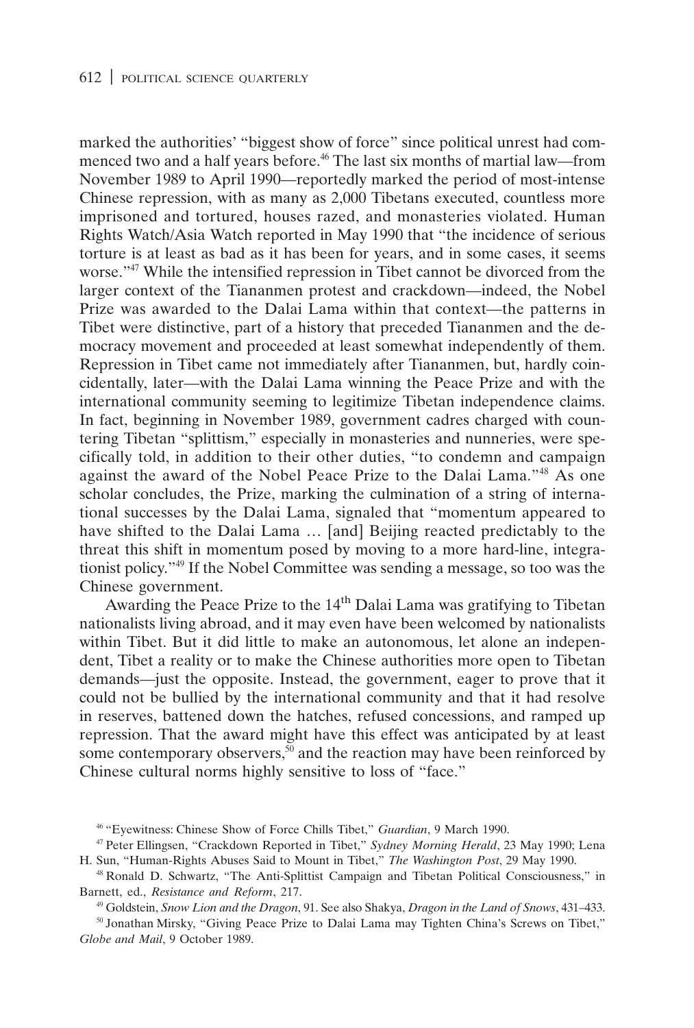marked the authorities' "biggest show of force" since political unrest had commenced two and a half years before.[46] The last six months of martial law—from November 1989 to April 1990—reportedly marked the period of most-intense Chinese repression, with as many as 2,000 Tibetans executed, countless more imprisoned and tortured, houses razed, and monasteries violated. Human Rights Watch/Asia Watch reported in May 1990 that "the incidence of serious torture is at least as bad as it has been for years, and in some cases, it seems worse."[47] While the intensified repression in Tibet cannot be divorced from the larger context of the Tiananmen protest and crackdown—indeed, the Nobel Prize was awarded to the Dalai Lama within that context—the patterns in Tibet were distinctive, part of a history that preceded Tiananmen and the democracy movement and proceeded at least somewhat independently of them. Repression in Tibet came not immediately after Tiananmen, but, hardly coincidentally, later—with the Dalai Lama winning the Peace Prize and with the international community seeming to legitimize Tibetan independence claims. In fact, beginning in November 1989, government cadres charged with countering Tibetan "splittism," especially in monasteries and nunneries, were specifically told, in addition to their other duties, "to condemn and campaign against the award of the Nobel Peace Prize to the Dalai Lama."[48] As one scholar concludes, the Prize, marking the culmination of a string of international successes by the Dalai Lama, signaled that "momentum appeared to have shifted to the Dalai Lama … [and] Beijing reacted predictably to the threat this shift in momentum posed by moving to a more hard-line, integrationist policy."[49] If the Nobel Committee was sending a message, so too was the Chinese government.

Awarding the Peace Prize to the 14th Dalai Lama was gratifying to Tibetan nationalists living abroad, and it may even have been welcomed by nationalists within Tibet. But it did little to make an autonomous, let alone an independent, Tibet a reality or to make the Chinese authorities more open to Tibetan demands—just the opposite. Instead, the government, eager to prove that it could not be bullied by the international community and that it had resolve in reserves, battened down the hatches, refused concessions, and ramped up repression. That the award might have this effect was anticipated by at least some contemporary observers,[50] and the reaction may have been reinforced by Chinese cultural norms highly sensitive to loss of "face."

[46] "Eyewitness: Chinese Show of Force Chills Tibet," *Guardian*, 9 March 1990.

[47] Peter Ellingsen, "Crackdown Reported in Tibet," *Sydney Morning Herald*, 23 May 1990; Lena H. Sun, "Human-Rights Abuses Said to Mount in Tibet," *The Washington Post*, 29 May 1990.

[48] Ronald D. Schwartz, "The Anti-Splittist Campaign and Tibetan Political Consciousness," in Barnett, ed., *Resistance and Reform*, 217.

[49] Goldstein, *Snow Lion and the Dragon*, 91. See also Shakya, *Dragon in the Land of Snows*, 431–433.

[50] Jonathan Mirsky, "Giving Peace Prize to Dalai Lama may Tighten China's Screws on Tibet," *Globe and Mail*, 9 October 1989.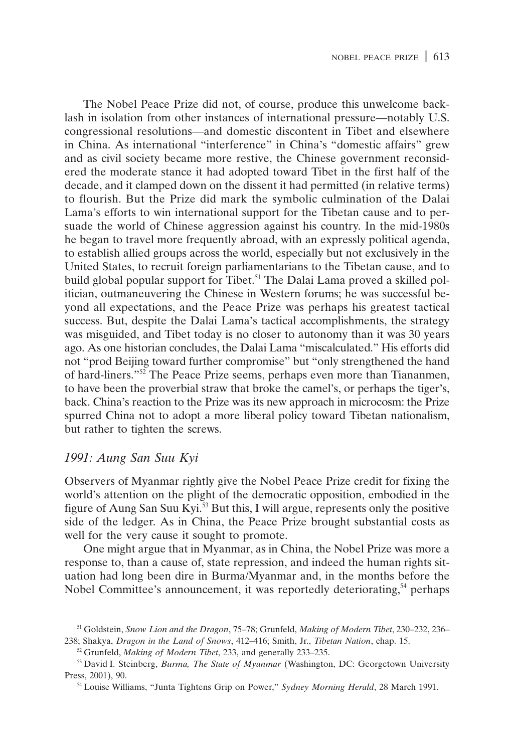The Nobel Peace Prize did not, of course, produce this unwelcome backlash in isolation from other instances of international pressure—notably U.S. congressional resolutions—and domestic discontent in Tibet and elsewhere in China. As international "interference" in China's "domestic affairs" grew and as civil society became more restive, the Chinese government reconsidered the moderate stance it had adopted toward Tibet in the first half of the decade, and it clamped down on the dissent it had permitted (in relative terms) to flourish. But the Prize did mark the symbolic culmination of the Dalai Lama's efforts to win international support for the Tibetan cause and to persuade the world of Chinese aggression against his country. In the mid-1980s he began to travel more frequently abroad, with an expressly political agenda, to establish allied groups across the world, especially but not exclusively in the United States, to recruit foreign parliamentarians to the Tibetan cause, and to build global popular support for Tibet.[51] The Dalai Lama proved a skilled politician, outmaneuvering the Chinese in Western forums; he was successful beyond all expectations, and the Peace Prize was perhaps his greatest tactical success. But, despite the Dalai Lama's tactical accomplishments, the strategy was misguided, and Tibet today is no closer to autonomy than it was 30 years ago. As one historian concludes, the Dalai Lama "miscalculated." His efforts did not "prod Beijing toward further compromise" but "only strengthened the hand of hard-liners."[52] The Peace Prize seems, perhaps even more than Tiananmen, to have been the proverbial straw that broke the camel's, or perhaps the tiger's, back. China's reaction to the Prize was its new approach in microcosm: the Prize spurred China not to adopt a more liberal policy toward Tibetan nationalism, but rather to tighten the screws.

### *1991: Aung San Suu Kyi*

Observers of Myanmar rightly give the Nobel Peace Prize credit for fixing the world's attention on the plight of the democratic opposition, embodied in the figure of Aung San Suu Kyi.[53] But this, I will argue, represents only the positive side of the ledger. As in China, the Peace Prize brought substantial costs as well for the very cause it sought to promote.

One might argue that in Myanmar, as in China, the Nobel Prize was more a response to, than a cause of, state repression, and indeed the human rights situation had long been dire in Burma/Myanmar and, in the months before the Nobel Committee's announcement, it was reportedly deteriorating,[54] perhaps

[51] Goldstein, *Snow Lion and the Dragon*, 75–78; Grunfeld, *Making of Modern Tibet*, 230–232, 236–238; Shakya, *Dragon in the Land of Snows*, 412–416; Smith, Jr., *Tibetan Nation*, chap. 15.

[52] Grunfeld, *Making of Modern Tibet*, 233, and generally 233–235.

[53] David I. Steinberg, *Burma, The State of Myanmar* (Washington, DC: Georgetown University Press, 2001), 90.

[54] Louise Williams, "Junta Tightens Grip on Power," *Sydney Morning Herald*, 28 March 1991.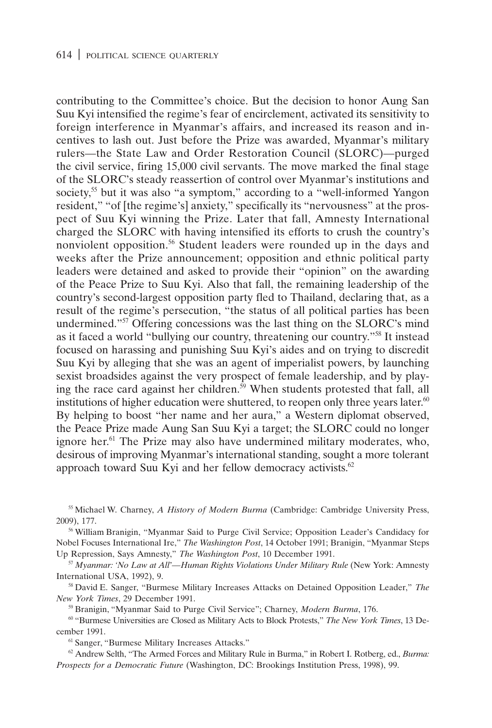contributing to the Committee's choice. But the decision to honor Aung San Suu Kyi intensified the regime's fear of encirclement, activated its sensitivity to foreign interference in Myanmar's affairs, and increased its reason and incentives to lash out. Just before the Prize was awarded, Myanmar's military rulers—the State Law and Order Restoration Council (SLORC)—purged the civil service, firing 15,000 civil servants. The move marked the final stage of the SLORC's steady reassertion of control over Myanmar's institutions and society,[55] but it was also "a symptom," according to a "well-informed Yangon resident," "of [the regime's] anxiety," specifically its "nervousness" at the prospect of Suu Kyi winning the Prize. Later that fall, Amnesty International charged the SLORC with having intensified its efforts to crush the country's nonviolent opposition.[56] Student leaders were rounded up in the days and weeks after the Prize announcement; opposition and ethnic political party leaders were detained and asked to provide their "opinion" on the awarding of the Peace Prize to Suu Kyi. Also that fall, the remaining leadership of the country's second-largest opposition party fled to Thailand, declaring that, as a result of the regime's persecution, "the status of all political parties has been undermined."[57] Offering concessions was the last thing on the SLORC's mind as it faced a world "bullying our country, threatening our country."[58] It instead focused on harassing and punishing Suu Kyi's aides and on trying to discredit Suu Kyi by alleging that she was an agent of imperialist powers, by launching sexist broadsides against the very prospect of female leadership, and by playing the race card against her children.[59] When students protested that fall, all institutions of higher education were shuttered, to reopen only three years later.[60] By helping to boost "her name and her aura," a Western diplomat observed, the Peace Prize made Aung San Suu Kyi a target; the SLORC could no longer ignore her.[61] The Prize may also have undermined military moderates, who, desirous of improving Myanmar's international standing, sought a more tolerant approach toward Suu Kyi and her fellow democracy activists.[62]

[55] Michael W. Charney, *A History of Modern Burma* (Cambridge: Cambridge University Press, 2009), 177.

[56] William Branigin, "Myanmar Said to Purge Civil Service; Opposition Leader's Candidacy for Nobel Focuses International Ire," *The Washington Post*, 14 October 1991; Branigin, "Myanmar Steps Up Repression, Says Amnesty," *The Washington Post*, 10 December 1991.

[57] *Myanmar: 'No Law at All'—Human Rights Violations Under Military Rule* (New York: Amnesty International USA, 1992), 9.

[58] David E. Sanger, "Burmese Military Increases Attacks on Detained Opposition Leader," *The New York Times*, 29 December 1991.

[59] Branigin, "Myanmar Said to Purge Civil Service"; Charney, *Modern Burma*, 176.

[60] "Burmese Universities are Closed as Military Acts to Block Protests," *The New York Times*, 13 December 1991.

[61] Sanger, "Burmese Military Increases Attacks."

[62] Andrew Selth, "The Armed Forces and Military Rule in Burma," in Robert I. Rotberg, ed., *Burma: Prospects for a Democratic Future* (Washington, DC: Brookings Institution Press, 1998), 99.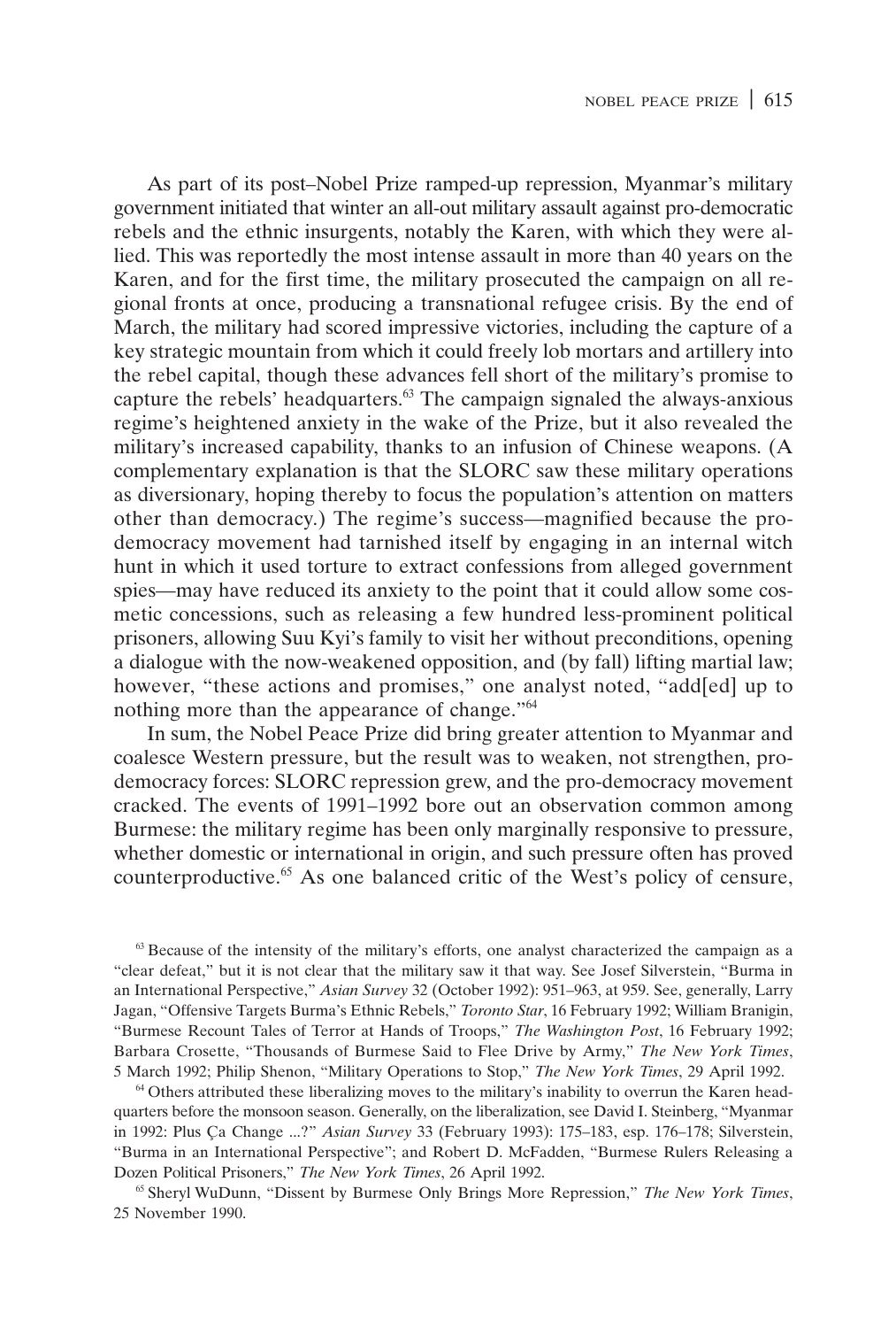As part of its post–Nobel Prize ramped-up repression, Myanmar's military government initiated that winter an all-out military assault against pro-democratic rebels and the ethnic insurgents, notably the Karen, with which they were allied. This was reportedly the most intense assault in more than 40 years on the Karen, and for the first time, the military prosecuted the campaign on all regional fronts at once, producing a transnational refugee crisis. By the end of March, the military had scored impressive victories, including the capture of a key strategic mountain from which it could freely lob mortars and artillery into the rebel capital, though these advances fell short of the military's promise to capture the rebels' headquarters.[63] The campaign signaled the always-anxious regime's heightened anxiety in the wake of the Prize, but it also revealed the military's increased capability, thanks to an infusion of Chinese weapons. (A complementary explanation is that the SLORC saw these military operations as diversionary, hoping thereby to focus the population's attention on matters other than democracy.) The regime's success—magnified because the pro-democracy movement had tarnished itself by engaging in an internal witch hunt in which it used torture to extract confessions from alleged government spies—may have reduced its anxiety to the point that it could allow some cosmetic concessions, such as releasing a few hundred less-prominent political prisoners, allowing Suu Kyi's family to visit her without preconditions, opening a dialogue with the now-weakened opposition, and (by fall) lifting martial law; however, "these actions and promises," one analyst noted, "add[ed] up to nothing more than the appearance of change."[64]

In sum, the Nobel Peace Prize did bring greater attention to Myanmar and coalesce Western pressure, but the result was to weaken, not strengthen, pro-democracy forces: SLORC repression grew, and the pro-democracy movement cracked. The events of 1991–1992 bore out an observation common among Burmese: the military regime has been only marginally responsive to pressure, whether domestic or international in origin, and such pressure often has proved counterproductive.[65] As one balanced critic of the West's policy of censure,

[63] Because of the intensity of the military's efforts, one analyst characterized the campaign as a "clear defeat," but it is not clear that the military saw it that way. See Josef Silverstein, "Burma in an International Perspective," *Asian Survey* 32 (October 1992): 951–963, at 959. See, generally, Larry Jagan, "Offensive Targets Burma's Ethnic Rebels," *Toronto Star*, 16 February 1992; William Branigin, "Burmese Recount Tales of Terror at Hands of Troops," *The Washington Post*, 16 February 1992; Barbara Crosette, "Thousands of Burmese Said to Flee Drive by Army," *The New York Times*, 5 March 1992; Philip Shenon, "Military Operations to Stop," *The New York Times*, 29 April 1992.

[64] Others attributed these liberalizing moves to the military's inability to overrun the Karen headquarters before the monsoon season. Generally, on the liberalization, see David I. Steinberg, "Myanmar in 1992: Plus Ça Change ...?" *Asian Survey* 33 (February 1993): 175–183, esp. 176–178; Silverstein, "Burma in an International Perspective"; and Robert D. McFadden, "Burmese Rulers Releasing a Dozen Political Prisoners," *The New York Times*, 26 April 1992.

[65] Sheryl WuDunn, "Dissent by Burmese Only Brings More Repression," *The New York Times*, 25 November 1990.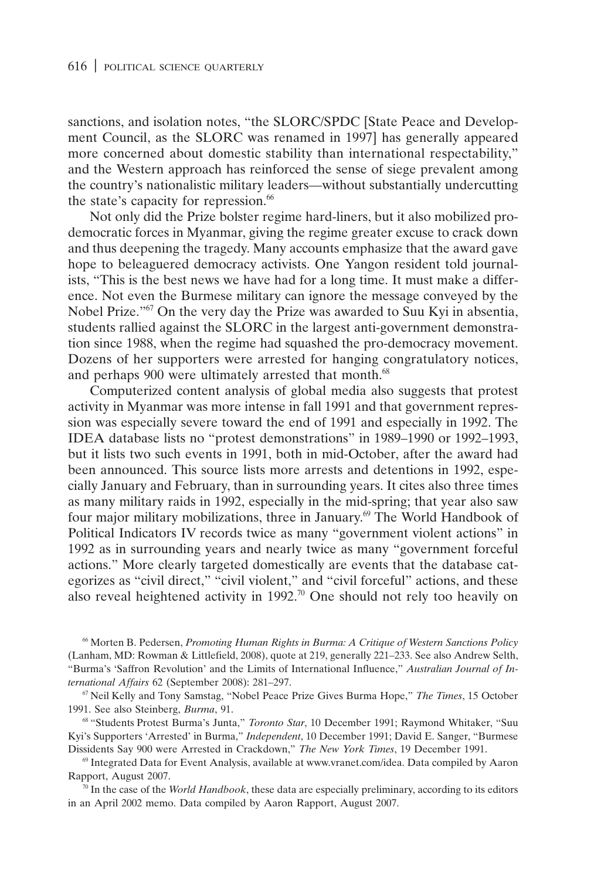sanctions, and isolation notes, "the SLORC/SPDC [State Peace and Development Council, as the SLORC was renamed in 1997] has generally appeared more concerned about domestic stability than international respectability," and the Western approach has reinforced the sense of siege prevalent among the country's nationalistic military leaders—without substantially undercutting the state's capacity for repression.[66]

Not only did the Prize bolster regime hard-liners, but it also mobilized pro-democratic forces in Myanmar, giving the regime greater excuse to crack down and thus deepening the tragedy. Many accounts emphasize that the award gave hope to beleaguered democracy activists. One Yangon resident told journalists, "This is the best news we have had for a long time. It must make a difference. Not even the Burmese military can ignore the message conveyed by the Nobel Prize."[67] On the very day the Prize was awarded to Suu Kyi in absentia, students rallied against the SLORC in the largest anti-government demonstration since 1988, when the regime had squashed the pro-democracy movement. Dozens of her supporters were arrested for hanging congratulatory notices, and perhaps 900 were ultimately arrested that month.[68]

Computerized content analysis of global media also suggests that protest activity in Myanmar was more intense in fall 1991 and that government repression was especially severe toward the end of 1991 and especially in 1992. The IDEA database lists no "protest demonstrations" in 1989–1990 or 1992–1993, but it lists two such events in 1991, both in mid-October, after the award had been announced. This source lists more arrests and detentions in 1992, especially January and February, than in surrounding years. It cites also three times as many military raids in 1992, especially in the mid-spring; that year also saw four major military mobilizations, three in January.[69] The World Handbook of Political Indicators IV records twice as many "government violent actions" in 1992 as in surrounding years and nearly twice as many "government forceful actions." More clearly targeted domestically are events that the database categorizes as "civil direct," "civil violent," and "civil forceful" actions, and these also reveal heightened activity in 1992.[70] One should not rely too heavily on

[66] Morten B. Pedersen, *Promoting Human Rights in Burma: A Critique of Western Sanctions Policy* (Lanham, MD: Rowman & Littlefield, 2008), quote at 219, generally 221–233. See also Andrew Selth, "Burma's 'Saffron Revolution' and the Limits of International Influence," *Australian Journal of International Affairs* 62 (September 2008): 281–297.

[67] Neil Kelly and Tony Samstag, "Nobel Peace Prize Gives Burma Hope," *The Times*, 15 October 1991. See also Steinberg, *Burma*, 91.

[68] "Students Protest Burma's Junta," *Toronto Star*, 10 December 1991; Raymond Whitaker, "Suu Kyi's Supporters 'Arrested' in Burma," *Independent*, 10 December 1991; David E. Sanger, "Burmese Dissidents Say 900 were Arrested in Crackdown," *The New York Times*, 19 December 1991.

[69] Integrated Data for Event Analysis, available at www.vranet.com/idea. Data compiled by Aaron Rapport, August 2007.

[70] In the case of the *World Handbook*, these data are especially preliminary, according to its editors in an April 2002 memo. Data compiled by Aaron Rapport, August 2007.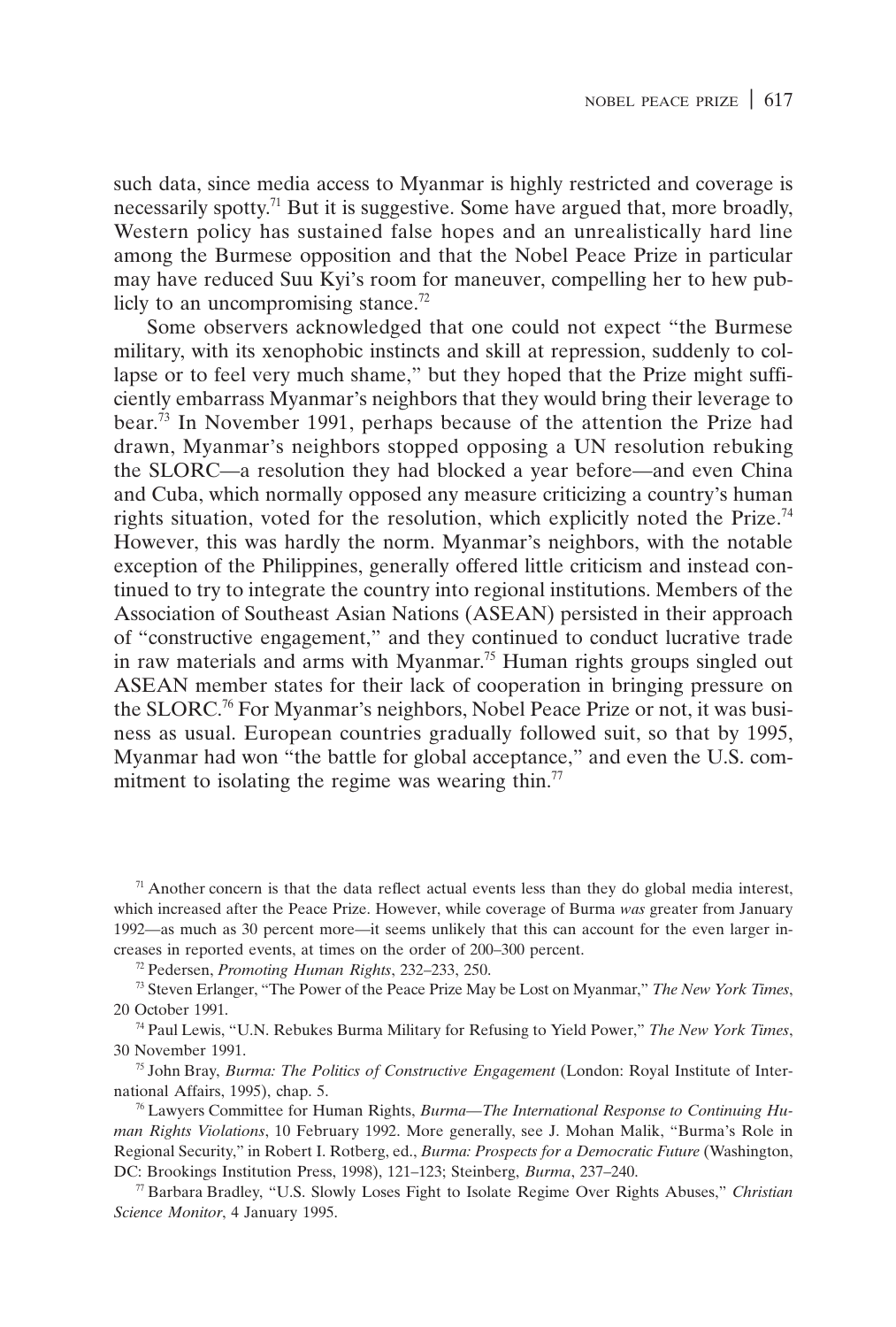such data, since media access to Myanmar is highly restricted and coverage is necessarily spotty.[71] But it is suggestive. Some have argued that, more broadly, Western policy has sustained false hopes and an unrealistically hard line among the Burmese opposition and that the Nobel Peace Prize in particular may have reduced Suu Kyi's room for maneuver, compelling her to hew publicly to an uncompromising stance.[72]

Some observers acknowledged that one could not expect "the Burmese military, with its xenophobic instincts and skill at repression, suddenly to collapse or to feel very much shame," but they hoped that the Prize might sufficiently embarrass Myanmar's neighbors that they would bring their leverage to bear.[73] In November 1991, perhaps because of the attention the Prize had drawn, Myanmar's neighbors stopped opposing a UN resolution rebuking the SLORC—a resolution they had blocked a year before—and even China and Cuba, which normally opposed any measure criticizing a country's human rights situation, voted for the resolution, which explicitly noted the Prize.[74] However, this was hardly the norm. Myanmar's neighbors, with the notable exception of the Philippines, generally offered little criticism and instead continued to try to integrate the country into regional institutions. Members of the Association of Southeast Asian Nations (ASEAN) persisted in their approach of "constructive engagement," and they continued to conduct lucrative trade in raw materials and arms with Myanmar.[75] Human rights groups singled out ASEAN member states for their lack of cooperation in bringing pressure on the SLORC.[76] For Myanmar's neighbors, Nobel Peace Prize or not, it was business as usual. European countries gradually followed suit, so that by 1995, Myanmar had won "the battle for global acceptance," and even the U.S. commitment to isolating the regime was wearing thin.[77]

[71] Another concern is that the data reflect actual events less than they do global media interest, which increased after the Peace Prize. However, while coverage of Burma *was* greater from January 1992—as much as 30 percent more—it seems unlikely that this can account for the even larger increases in reported events, at times on the order of 200–300 percent.

[72] Pedersen, *Promoting Human Rights*, 232–233, 250.

[73] Steven Erlanger, "The Power of the Peace Prize May be Lost on Myanmar," *The New York Times*, 20 October 1991.

[74] Paul Lewis, "U.N. Rebukes Burma Military for Refusing to Yield Power," *The New York Times*, 30 November 1991.

[75] John Bray, *Burma: The Politics of Constructive Engagement* (London: Royal Institute of International Affairs, 1995), chap. 5.

[76] Lawyers Committee for Human Rights, *Burma—The International Response to Continuing Human Rights Violations*, 10 February 1992. More generally, see J. Mohan Malik, "Burma's Role in Regional Security," in Robert I. Rotberg, ed., *Burma: Prospects for a Democratic Future* (Washington, DC: Brookings Institution Press, 1998), 121–123; Steinberg, *Burma*, 237–240.

[77] Barbara Bradley, "U.S. Slowly Loses Fight to Isolate Regime Over Rights Abuses," *Christian Science Monitor*, 4 January 1995.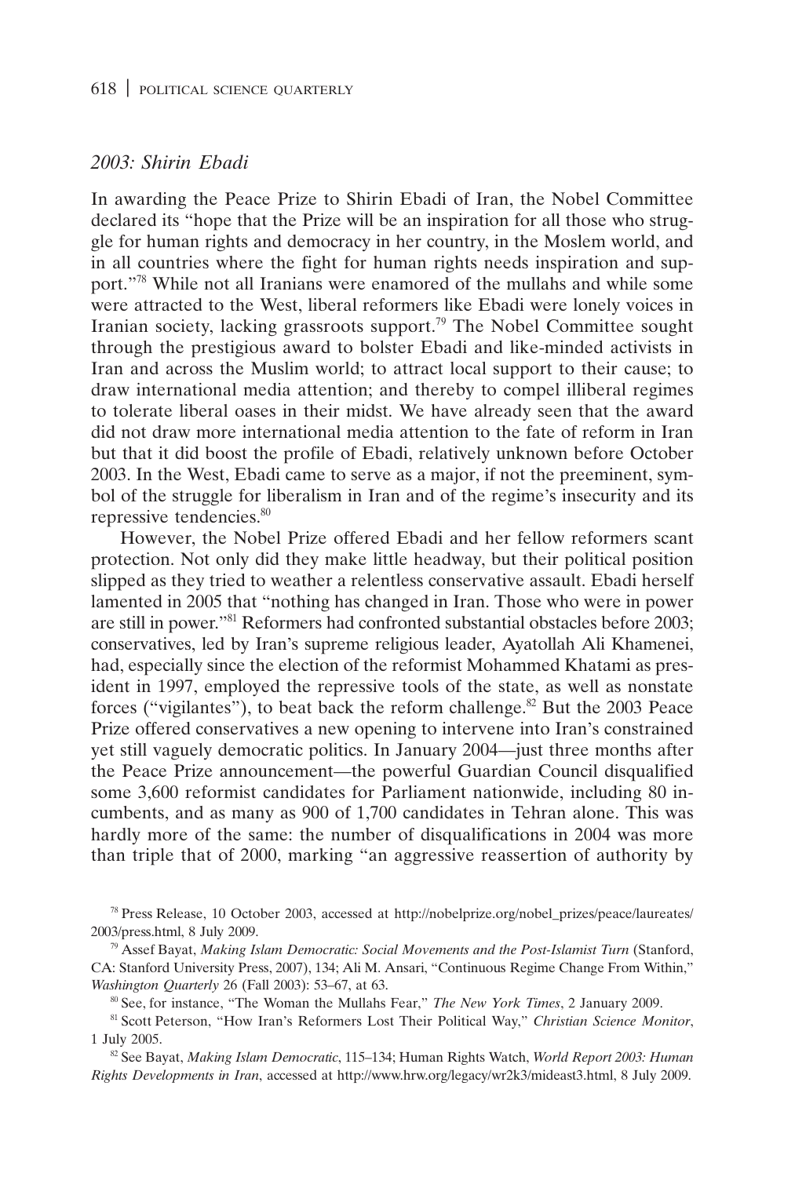### *2003: Shirin Ebadi*

In awarding the Peace Prize to Shirin Ebadi of Iran, the Nobel Committee declared its "hope that the Prize will be an inspiration for all those who struggle for human rights and democracy in her country, in the Moslem world, and in all countries where the fight for human rights needs inspiration and support."[78] While not all Iranians were enamored of the mullahs and while some were attracted to the West, liberal reformers like Ebadi were lonely voices in Iranian society, lacking grassroots support.[79] The Nobel Committee sought through the prestigious award to bolster Ebadi and like-minded activists in Iran and across the Muslim world; to attract local support to their cause; to draw international media attention; and thereby to compel illiberal regimes to tolerate liberal oases in their midst. We have already seen that the award did not draw more international media attention to the fate of reform in Iran but that it did boost the profile of Ebadi, relatively unknown before October 2003. In the West, Ebadi came to serve as a major, if not the preeminent, symbol of the struggle for liberalism in Iran and of the regime's insecurity and its repressive tendencies.[80]

However, the Nobel Prize offered Ebadi and her fellow reformers scant protection. Not only did they make little headway, but their political position slipped as they tried to weather a relentless conservative assault. Ebadi herself lamented in 2005 that "nothing has changed in Iran. Those who were in power are still in power."[81] Reformers had confronted substantial obstacles before 2003; conservatives, led by Iran's supreme religious leader, Ayatollah Ali Khamenei, had, especially since the election of the reformist Mohammed Khatami as president in 1997, employed the repressive tools of the state, as well as nonstate forces ("vigilantes"), to beat back the reform challenge.[82] But the 2003 Peace Prize offered conservatives a new opening to intervene into Iran's constrained yet still vaguely democratic politics. In January 2004—just three months after the Peace Prize announcement—the powerful Guardian Council disqualified some 3,600 reformist candidates for Parliament nationwide, including 80 incumbents, and as many as 900 of 1,700 candidates in Tehran alone. This was hardly more of the same: the number of disqualifications in 2004 was more than triple that of 2000, marking "an aggressive reassertion of authority by

[78] Press Release, 10 October 2003, accessed at http://nobelprize.org/nobel_prizes/peace/laureates/2003/press.html, 8 July 2009.

[79] Assef Bayat, *Making Islam Democratic: Social Movements and the Post-Islamist Turn* (Stanford, CA: Stanford University Press, 2007), 134; Ali M. Ansari, "Continuous Regime Change From Within," *Washington Quarterly* 26 (Fall 2003): 53–67, at 63.

[80] See, for instance, "The Woman the Mullahs Fear," *The New York Times*, 2 January 2009.

[81] Scott Peterson, "How Iran's Reformers Lost Their Political Way," *Christian Science Monitor*, 1 July 2005.

[82] See Bayat, *Making Islam Democratic*, 115–134; Human Rights Watch, *World Report 2003: Human Rights Developments in Iran*, accessed at http://www.hrw.org/legacy/wr2k3/mideast3.html, 8 July 2009.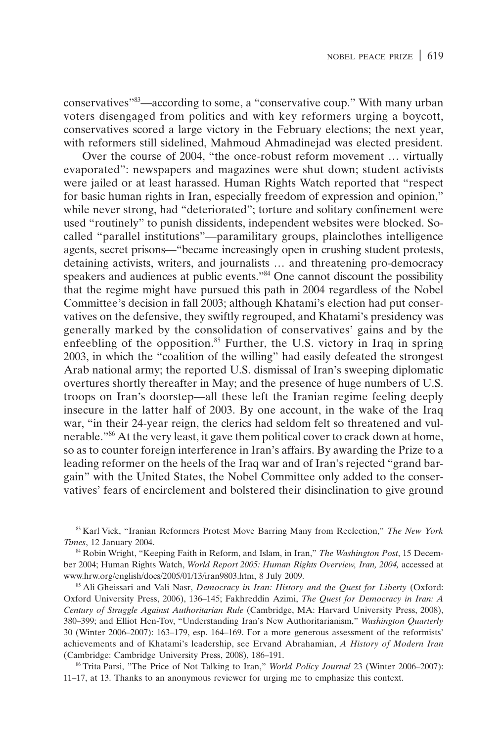conservatives"[83]—according to some, a "conservative coup." With many urban voters disengaged from politics and with key reformers urging a boycott, conservatives scored a large victory in the February elections; the next year, with reformers still sidelined, Mahmoud Ahmadinejad was elected president.

Over the course of 2004, "the once-robust reform movement … virtually evaporated": newspapers and magazines were shut down; student activists were jailed or at least harassed. Human Rights Watch reported that "respect for basic human rights in Iran, especially freedom of expression and opinion," while never strong, had "deteriorated"; torture and solitary confinement were used "routinely" to punish dissidents, independent websites were blocked. So-called "parallel institutions"—paramilitary groups, plainclothes intelligence agents, secret prisons—"became increasingly open in crushing student protests, detaining activists, writers, and journalists … and threatening pro-democracy speakers and audiences at public events."[84] One cannot discount the possibility that the regime might have pursued this path in 2004 regardless of the Nobel Committee's decision in fall 2003; although Khatami's election had put conservatives on the defensive, they swiftly regrouped, and Khatami's presidency was generally marked by the consolidation of conservatives' gains and by the enfeebling of the opposition.[85] Further, the U.S. victory in Iraq in spring 2003, in which the "coalition of the willing" had easily defeated the strongest Arab national army; the reported U.S. dismissal of Iran's sweeping diplomatic overtures shortly thereafter in May; and the presence of huge numbers of U.S. troops on Iran's doorstep—all these left the Iranian regime feeling deeply insecure in the latter half of 2003. By one account, in the wake of the Iraq war, "in their 24-year reign, the clerics had seldom felt so threatened and vulnerable."[86] At the very least, it gave them political cover to crack down at home, so as to counter foreign interference in Iran's affairs. By awarding the Prize to a leading reformer on the heels of the Iraq war and of Iran's rejected "grand bargain" with the United States, the Nobel Committee only added to the conservatives' fears of encirclement and bolstered their disinclination to give ground

[83] Karl Vick, "Iranian Reformers Protest Move Barring Many from Reelection," *The New York Times*, 12 January 2004.

[84] Robin Wright, "Keeping Faith in Reform, and Islam, in Iran," *The Washington Post*, 15 December 2004; Human Rights Watch, *World Report 2005: Human Rights Overview, Iran, 2004,* accessed at www.hrw.org/english/docs/2005/01/13/iran9803.htm, 8 July 2009.

[85] Ali Gheissari and Vali Nasr, *Democracy in Iran: History and the Quest for Liberty* (Oxford: Oxford University Press, 2006), 136–145; Fakhreddin Azimi, *The Quest for Democracy in Iran: A Century of Struggle Against Authoritarian Rule* (Cambridge, MA: Harvard University Press, 2008), 380–399; and Elliot Hen-Tov, "Understanding Iran's New Authoritarianism," *Washington Quarterly* 30 (Winter 2006–2007): 163–179, esp. 164–169. For a more generous assessment of the reformists' achievements and of Khatami's leadership, see Ervand Abrahamian, *A History of Modern Iran* (Cambridge: Cambridge University Press, 2008), 186–191.

[86] Trita Parsi, "The Price of Not Talking to Iran," *World Policy Journal* 23 (Winter 2006–2007): 11–17, at 13. Thanks to an anonymous reviewer for urging me to emphasize this context.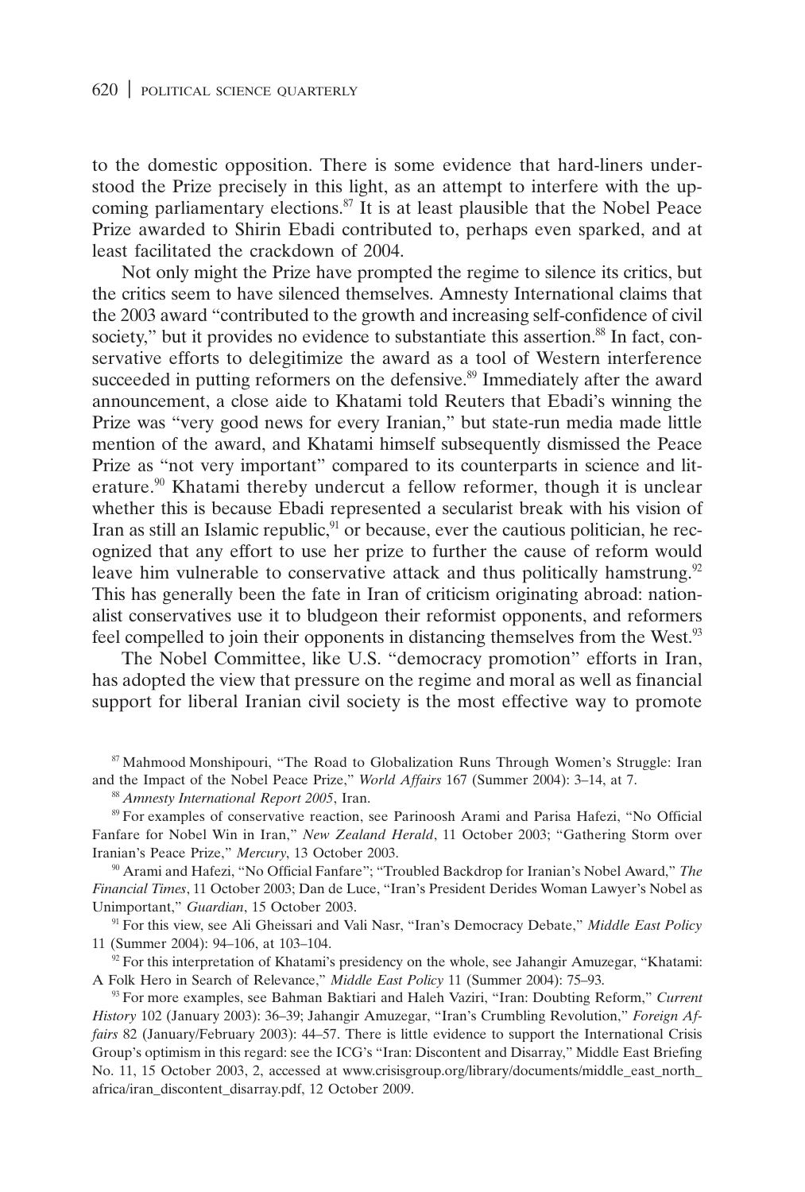to the domestic opposition. There is some evidence that hard-liners understood the Prize precisely in this light, as an attempt to interfere with the upcoming parliamentary elections.[87] It is at least plausible that the Nobel Peace Prize awarded to Shirin Ebadi contributed to, perhaps even sparked, and at least facilitated the crackdown of 2004.

Not only might the Prize have prompted the regime to silence its critics, but the critics seem to have silenced themselves. Amnesty International claims that the 2003 award "contributed to the growth and increasing self-confidence of civil society," but it provides no evidence to substantiate this assertion.[88] In fact, conservative efforts to delegitimize the award as a tool of Western interference succeeded in putting reformers on the defensive.[89] Immediately after the award announcement, a close aide to Khatami told Reuters that Ebadi's winning the Prize was "very good news for every Iranian," but state-run media made little mention of the award, and Khatami himself subsequently dismissed the Peace Prize as "not very important" compared to its counterparts in science and literature.[90] Khatami thereby undercut a fellow reformer, though it is unclear whether this is because Ebadi represented a secularist break with his vision of Iran as still an Islamic republic,[91] or because, ever the cautious politician, he recognized that any effort to use her prize to further the cause of reform would leave him vulnerable to conservative attack and thus politically hamstrung.[92] This has generally been the fate in Iran of criticism originating abroad: nationalist conservatives use it to bludgeon their reformist opponents, and reformers feel compelled to join their opponents in distancing themselves from the West.[93]

The Nobel Committee, like U.S. "democracy promotion" efforts in Iran, has adopted the view that pressure on the regime and moral as well as financial support for liberal Iranian civil society is the most effective way to promote

[87] Mahmood Monshipouri, "The Road to Globalization Runs Through Women's Struggle: Iran and the Impact of the Nobel Peace Prize," *World Affairs* 167 (Summer 2004): 3–14, at 7.

[88] *Amnesty International Report 2005*, Iran.

[89] For examples of conservative reaction, see Parinoosh Arami and Parisa Hafezi, "No Official Fanfare for Nobel Win in Iran," *New Zealand Herald*, 11 October 2003; "Gathering Storm over Iranian's Peace Prize," *Mercury*, 13 October 2003.

[90] Arami and Hafezi, "No Official Fanfare"; "Troubled Backdrop for Iranian's Nobel Award," *The Financial Times*, 11 October 2003; Dan de Luce, "Iran's President Derides Woman Lawyer's Nobel as Unimportant," *Guardian*, 15 October 2003.

[91] For this view, see Ali Gheissari and Vali Nasr, "Iran's Democracy Debate," *Middle East Policy* 11 (Summer 2004): 94–106, at 103–104.

[92] For this interpretation of Khatami's presidency on the whole, see Jahangir Amuzegar, "Khatami: A Folk Hero in Search of Relevance," *Middle East Policy* 11 (Summer 2004): 75–93.

[93] For more examples, see Bahman Baktiari and Haleh Vaziri, "Iran: Doubting Reform," *Current History* 102 (January 2003): 36–39; Jahangir Amuzegar, "Iran's Crumbling Revolution," *Foreign Affairs* 82 (January/February 2003): 44–57. There is little evidence to support the International Crisis Group's optimism in this regard: see the ICG's "Iran: Discontent and Disarray," Middle East Briefing No. 11, 15 October 2003, 2, accessed at www.crisisgroup.org/library/documents/middle_east_north_africa/iran_discontent_disarray.pdf, 12 October 2009.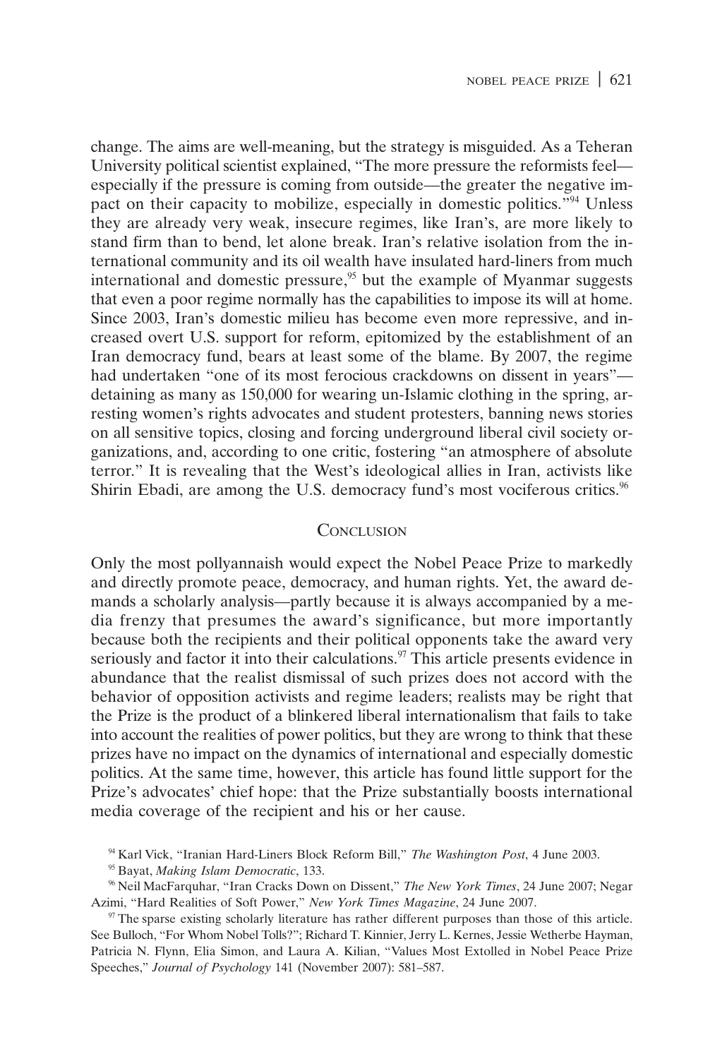change. The aims are well-meaning, but the strategy is misguided. As a Teheran University political scientist explained, "The more pressure the reformists feel—especially if the pressure is coming from outside—the greater the negative impact on their capacity to mobilize, especially in domestic politics."[94] Unless they are already very weak, insecure regimes, like Iran's, are more likely to stand firm than to bend, let alone break. Iran's relative isolation from the international community and its oil wealth have insulated hard-liners from much international and domestic pressure,[95] but the example of Myanmar suggests that even a poor regime normally has the capabilities to impose its will at home. Since 2003, Iran's domestic milieu has become even more repressive, and increased overt U.S. support for reform, epitomized by the establishment of an Iran democracy fund, bears at least some of the blame. By 2007, the regime had undertaken "one of its most ferocious crackdowns on dissent in years"—detaining as many as 150,000 for wearing un-Islamic clothing in the spring, arresting women's rights advocates and student protesters, banning news stories on all sensitive topics, closing and forcing underground liberal civil society organizations, and, according to one critic, fostering "an atmosphere of absolute terror." It is revealing that the West's ideological allies in Iran, activists like Shirin Ebadi, are among the U.S. democracy fund's most vociferous critics.[96]

## Conclusion

Only the most pollyannaish would expect the Nobel Peace Prize to markedly and directly promote peace, democracy, and human rights. Yet, the award demands a scholarly analysis—partly because it is always accompanied by a media frenzy that presumes the award's significance, but more importantly because both the recipients and their political opponents take the award very seriously and factor it into their calculations.[97] This article presents evidence in abundance that the realist dismissal of such prizes does not accord with the behavior of opposition activists and regime leaders; realists may be right that the Prize is the product of a blinkered liberal internationalism that fails to take into account the realities of power politics, but they are wrong to think that these prizes have no impact on the dynamics of international and especially domestic politics. At the same time, however, this article has found little support for the Prize's advocates' chief hope: that the Prize substantially boosts international media coverage of the recipient and his or her cause.

[94] Karl Vick, "Iranian Hard-Liners Block Reform Bill," *The Washington Post*, 4 June 2003.

[95] Bayat, *Making Islam Democratic*, 133.

[96] Neil MacFarquhar, "Iran Cracks Down on Dissent," *The New York Times*, 24 June 2007; Negar Azimi, "Hard Realities of Soft Power," *New York Times Magazine*, 24 June 2007.

[97] The sparse existing scholarly literature has rather different purposes than those of this article. See Bulloch, "For Whom Nobel Tolls?"; Richard T. Kinnier, Jerry L. Kernes, Jessie Wetherbe Hayman, Patricia N. Flynn, Elia Simon, and Laura A. Kilian, "Values Most Extolled in Nobel Peace Prize Speeches," *Journal of Psychology* 141 (November 2007): 581–587.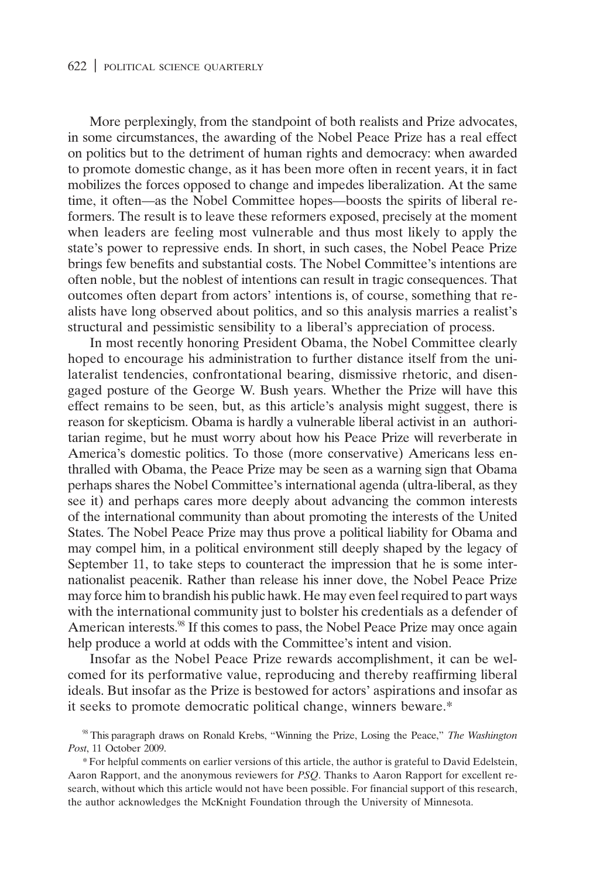More perplexingly, from the standpoint of both realists and Prize advocates, in some circumstances, the awarding of the Nobel Peace Prize has a real effect on politics but to the detriment of human rights and democracy: when awarded to promote domestic change, as it has been more often in recent years, it in fact mobilizes the forces opposed to change and impedes liberalization. At the same time, it often—as the Nobel Committee hopes—boosts the spirits of liberal reformers. The result is to leave these reformers exposed, precisely at the moment when leaders are feeling most vulnerable and thus most likely to apply the state's power to repressive ends. In short, in such cases, the Nobel Peace Prize brings few benefits and substantial costs. The Nobel Committee's intentions are often noble, but the noblest of intentions can result in tragic consequences. That outcomes often depart from actors' intentions is, of course, something that realists have long observed about politics, and so this analysis marries a realist's structural and pessimistic sensibility to a liberal's appreciation of process.

In most recently honoring President Obama, the Nobel Committee clearly hoped to encourage his administration to further distance itself from the unilateralist tendencies, confrontational bearing, dismissive rhetoric, and disengaged posture of the George W. Bush years. Whether the Prize will have this effect remains to be seen, but, as this article's analysis might suggest, there is reason for skepticism. Obama is hardly a vulnerable liberal activist in an authoritarian regime, but he must worry about how his Peace Prize will reverberate in America's domestic politics. To those (more conservative) Americans less enthralled with Obama, the Peace Prize may be seen as a warning sign that Obama perhaps shares the Nobel Committee's international agenda (ultra-liberal, as they see it) and perhaps cares more deeply about advancing the common interests of the international community than about promoting the interests of the United States. The Nobel Peace Prize may thus prove a political liability for Obama and may compel him, in a political environment still deeply shaped by the legacy of September 11, to take steps to counteract the impression that he is some internationalist peacenik. Rather than release his inner dove, the Nobel Peace Prize may force him to brandish his public hawk. He may even feel required to part ways with the international community just to bolster his credentials as a defender of American interests.[98] If this comes to pass, the Nobel Peace Prize may once again help produce a world at odds with the Committee's intent and vision.

Insofar as the Nobel Peace Prize rewards accomplishment, it can be welcomed for its performative value, reproducing and thereby reaffirming liberal ideals. But insofar as the Prize is bestowed for actors' aspirations and insofar as it seeks to promote democratic political change, winners beware.*

[98] This paragraph draws on Ronald Krebs, "Winning the Prize, Losing the Peace," *The Washington Post*, 11 October 2009.

* For helpful comments on earlier versions of this article, the author is grateful to David Edelstein, Aaron Rapport, and the anonymous reviewers for *PSQ*. Thanks to Aaron Rapport for excellent research, without which this article would not have been possible. For financial support of this research, the author acknowledges the McKnight Foundation through the University of Minnesota.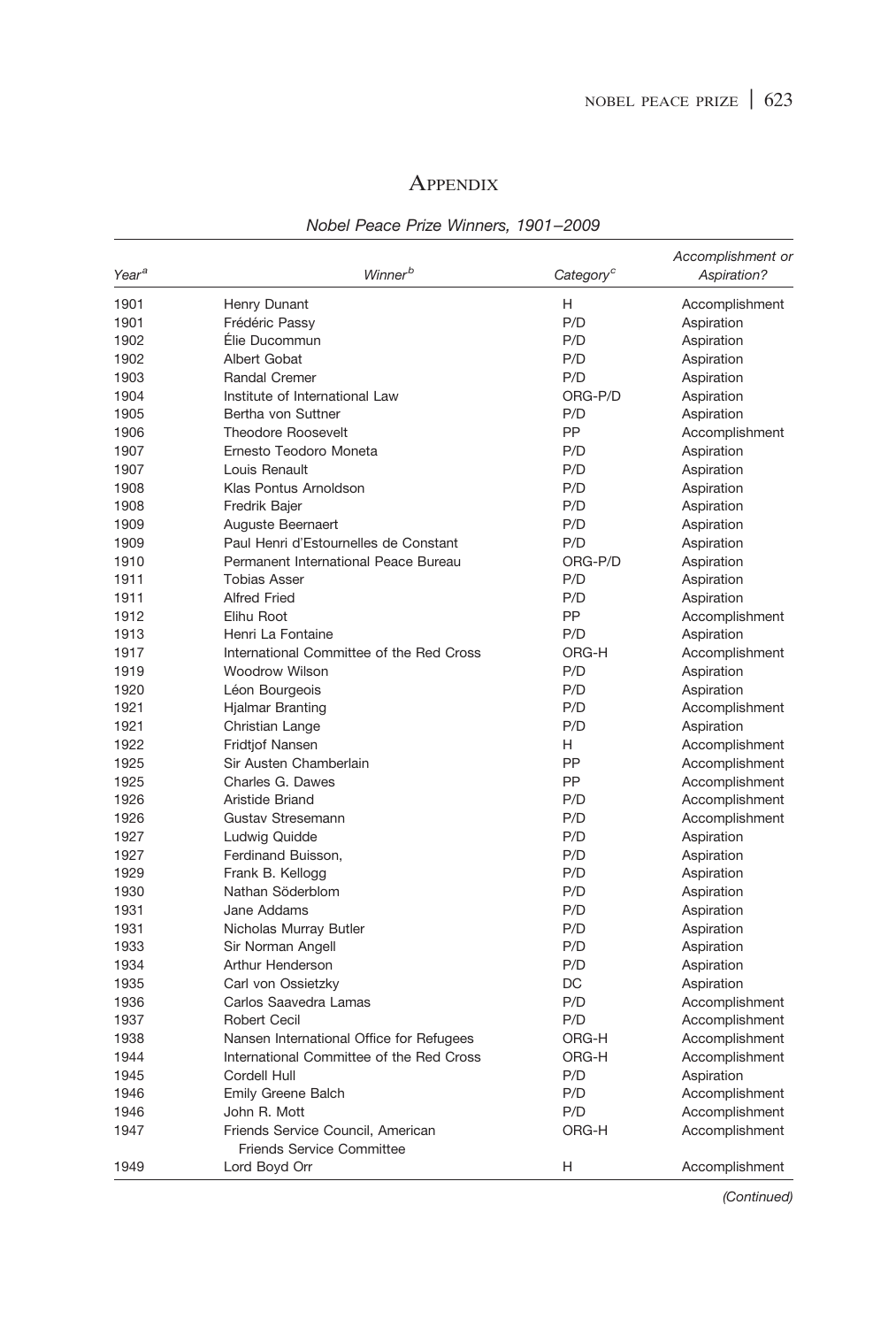# Appendix

*Nobel Peace Prize Winners, 1901–2009*

| *Year*[a] | *Winner*[b] | *Category*[c] | *Accomplishment or Aspiration?* |
|---|---|---|---|
| 1901 | Henry Dunant | H | Accomplishment |
| 1901 | Frédéric Passy | P/D | Aspiration |
| 1902 | Élie Ducommun | P/D | Aspiration |
| 1902 | Albert Gobat | P/D | Aspiration |
| 1903 | Randal Cremer | P/D | Aspiration |
| 1904 | Institute of International Law | ORG-P/D | Aspiration |
| 1905 | Bertha von Suttner | P/D | Aspiration |
| 1906 | Theodore Roosevelt | PP | Accomplishment |
| 1907 | Ernesto Teodoro Moneta | P/D | Aspiration |
| 1907 | Louis Renault | P/D | Aspiration |
| 1908 | Klas Pontus Arnoldson | P/D | Aspiration |
| 1908 | Fredrik Bajer | P/D | Aspiration |
| 1909 | Auguste Beernaert | P/D | Aspiration |
| 1909 | Paul Henri d'Estournelles de Constant | P/D | Aspiration |
| 1910 | Permanent International Peace Bureau | ORG-P/D | Aspiration |
| 1911 | Tobias Asser | P/D | Aspiration |
| 1911 | Alfred Fried | P/D | Aspiration |
| 1912 | Elihu Root | PP | Accomplishment |
| 1913 | Henri La Fontaine | P/D | Aspiration |
| 1917 | International Committee of the Red Cross | ORG-H | Accomplishment |
| 1919 | Woodrow Wilson | P/D | Aspiration |
| 1920 | Léon Bourgeois | P/D | Aspiration |
| 1921 | Hjalmar Branting | P/D | Accomplishment |
| 1921 | Christian Lange | P/D | Aspiration |
| 1922 | Fridtjof Nansen | H | Accomplishment |
| 1925 | Sir Austen Chamberlain | PP | Accomplishment |
| 1925 | Charles G. Dawes | PP | Accomplishment |
| 1926 | Aristide Briand | P/D | Accomplishment |
| 1926 | Gustav Stresemann | P/D | Accomplishment |
| 1927 | Ludwig Quidde | P/D | Aspiration |
| 1927 | Ferdinand Buisson, | P/D | Aspiration |
| 1929 | Frank B. Kellogg | P/D | Aspiration |
| 1930 | Nathan Söderblom | P/D | Aspiration |
| 1931 | Jane Addams | P/D | Aspiration |
| 1931 | Nicholas Murray Butler | P/D | Aspiration |
| 1933 | Sir Norman Angell | P/D | Aspiration |
| 1934 | Arthur Henderson | P/D | Aspiration |
| 1935 | Carl von Ossietzky | DC | Aspiration |
| 1936 | Carlos Saavedra Lamas | P/D | Accomplishment |
| 1937 | Robert Cecil | P/D | Accomplishment |
| 1938 | Nansen International Office for Refugees | ORG-H | Accomplishment |
| 1944 | International Committee of the Red Cross | ORG-H | Accomplishment |
| 1945 | Cordell Hull | P/D | Aspiration |
| 1946 | Emily Greene Balch | P/D | Accomplishment |
| 1946 | John R. Mott | P/D | Accomplishment |
| 1947 | Friends Service Council, American Friends Service Committee | ORG-H | Accomplishment |
| 1949 | Lord Boyd Orr | H | Accomplishment |

*(Continued)*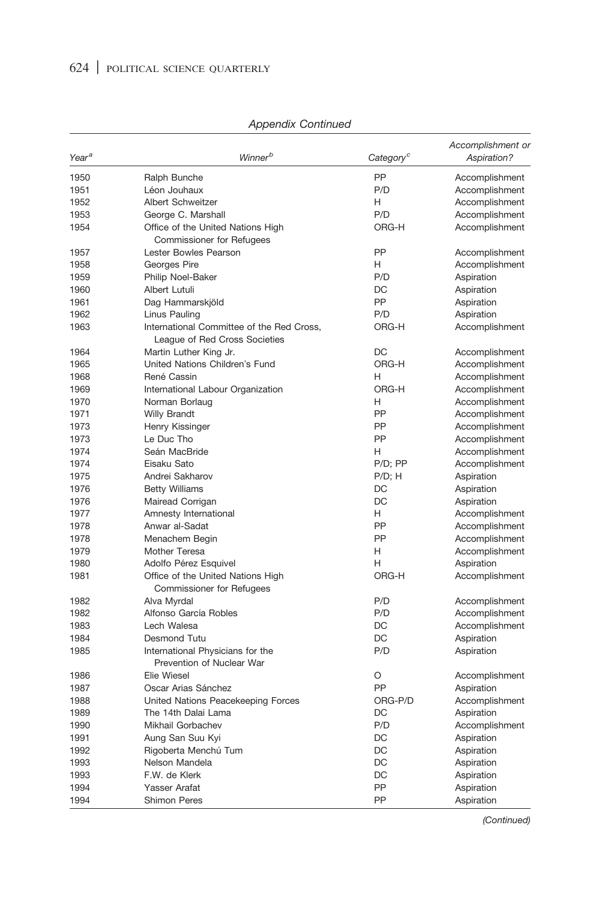*Appendix Continued*

| Year[a] | Winner[b] | Category[c] | Accomplishment or Aspiration? |
|---|---|---|---|
| 1950 | Ralph Bunche | PP | Accomplishment |
| 1951 | Léon Jouhaux | P/D | Accomplishment |
| 1952 | Albert Schweitzer | H | Accomplishment |
| 1953 | George C. Marshall | P/D | Accomplishment |
| 1954 | Office of the United Nations High Commissioner for Refugees | ORG-H | Accomplishment |
| 1957 | Lester Bowles Pearson | PP | Accomplishment |
| 1958 | Georges Pire | H | Accomplishment |
| 1959 | Philip Noel-Baker | P/D | Aspiration |
| 1960 | Albert Lutuli | DC | Aspiration |
| 1961 | Dag Hammarskjöld | PP | Aspiration |
| 1962 | Linus Pauling | P/D | Aspiration |
| 1963 | International Committee of the Red Cross, League of Red Cross Societies | ORG-H | Accomplishment |
| 1964 | Martin Luther King Jr. | DC | Accomplishment |
| 1965 | United Nations Children's Fund | ORG-H | Accomplishment |
| 1968 | René Cassin | H | Accomplishment |
| 1969 | International Labour Organization | ORG-H | Accomplishment |
| 1970 | Norman Borlaug | H | Accomplishment |
| 1971 | Willy Brandt | PP | Accomplishment |
| 1973 | Henry Kissinger | PP | Accomplishment |
| 1973 | Le Duc Tho | PP | Accomplishment |
| 1974 | Seán MacBride | H | Accomplishment |
| 1974 | Eisaku Sato | P/D; PP | Accomplishment |
| 1975 | Andrei Sakharov | P/D; H | Aspiration |
| 1976 | Betty Williams | DC | Aspiration |
| 1976 | Mairead Corrigan | DC | Aspiration |
| 1977 | Amnesty International | H | Accomplishment |
| 1978 | Anwar al-Sadat | PP | Accomplishment |
| 1978 | Menachem Begin | PP | Accomplishment |
| 1979 | Mother Teresa | H | Accomplishment |
| 1980 | Adolfo Pérez Esquivel | H | Aspiration |
| 1981 | Office of the United Nations High Commissioner for Refugees | ORG-H | Accomplishment |
| 1982 | Alva Myrdal | P/D | Accomplishment |
| 1982 | Alfonso García Robles | P/D | Accomplishment |
| 1983 | Lech Walesa | DC | Accomplishment |
| 1984 | Desmond Tutu | DC | Aspiration |
| 1985 | International Physicians for the Prevention of Nuclear War | P/D | Aspiration |
| 1986 | Elie Wiesel | O | Accomplishment |
| 1987 | Oscar Arias Sánchez | PP | Aspiration |
| 1988 | United Nations Peacekeeping Forces | ORG-P/D | Accomplishment |
| 1989 | The 14th Dalai Lama | DC | Aspiration |
| 1990 | Mikhail Gorbachev | P/D | Accomplishment |
| 1991 | Aung San Suu Kyi | DC | Aspiration |
| 1992 | Rigoberta Menchú Tum | DC | Aspiration |
| 1993 | Nelson Mandela | DC | Aspiration |
| 1993 | F.W. de Klerk | DC | Aspiration |
| 1994 | Yasser Arafat | PP | Aspiration |
| 1994 | Shimon Peres | PP | Aspiration |

*(Continued)*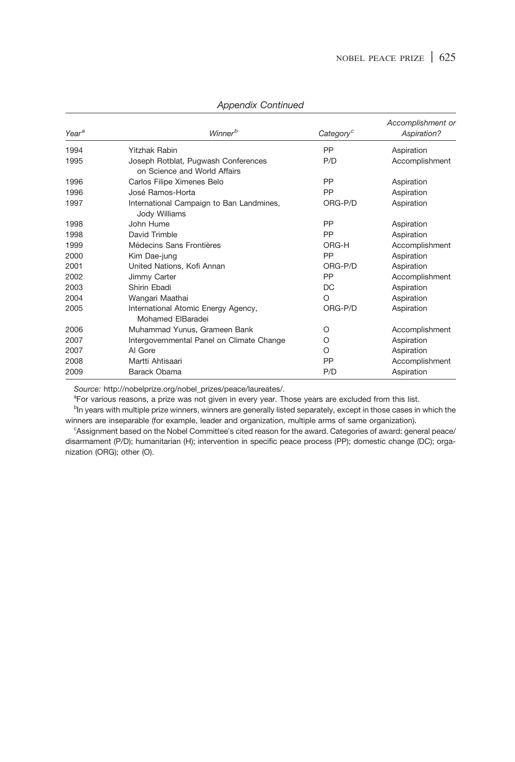*Appendix Continued*

| Year[a] | Winner[b] | Category[c] | Accomplishment or Aspiration? |
|---|---|---|---|
| 1994 | Yitzhak Rabin | PP | Aspiration |
| 1995 | Joseph Rotblat, Pugwash Conferences on Science and World Affairs | P/D | Accomplishment |
| 1996 | Carlos Filipe Ximenes Belo | PP | Aspiration |
| 1996 | José Ramos-Horta | PP | Aspiration |
| 1997 | International Campaign to Ban Landmines, Jody Williams | ORG-P/D | Aspiration |
| 1998 | John Hume | PP | Aspiration |
| 1998 | David Trimble | PP | Aspiration |
| 1999 | Médecins Sans Frontières | ORG-H | Accomplishment |
| 2000 | Kim Dae-jung | PP | Aspiration |
| 2001 | United Nations, Kofi Annan | ORG-P/D | Aspiration |
| 2002 | Jimmy Carter | PP | Accomplishment |
| 2003 | Shirin Ebadi | DC | Aspiration |
| 2004 | Wangari Maathai | O | Aspiration |
| 2005 | International Atomic Energy Agency, Mohamed ElBaradei | ORG-P/D | Aspiration |
| 2006 | Muhammad Yunus, Grameen Bank | O | Accomplishment |
| 2007 | Intergovernmental Panel on Climate Change | O | Aspiration |
| 2007 | Al Gore | O | Aspiration |
| 2008 | Martti Ahtisaari | PP | Accomplishment |
| 2009 | Barack Obama | P/D | Aspiration |

*Source:* http://nobelprize.org/nobel_prizes/peace/laureates/.

[a]For various reasons, a prize was not given in every year. Those years are excluded from this list.

[b]In years with multiple prize winners, winners are generally listed separately, except in those cases in which the winners are inseparable (for example, leader and organization, multiple arms of same organization).

[c]Assignment based on the Nobel Committee's cited reason for the award. Categories of award: general peace/disarmament (P/D); humanitarian (H); intervention in specific peace process (PP); domestic change (DC); organization (ORG); other (O).